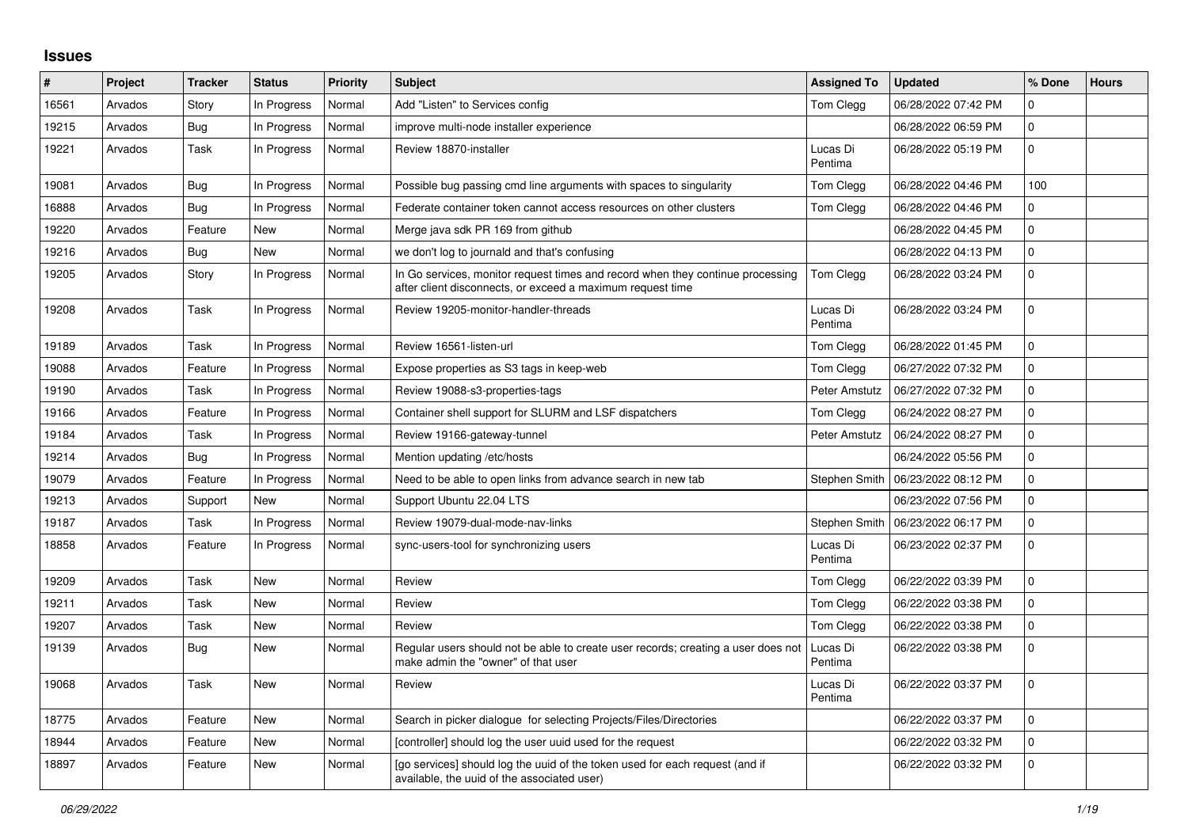## Issues

| # | Project | Tracker | Status | Priority | Subject | Assigned To | Updated | % Done | Hours |
|---|---|---|---|---|---|---|---|---|---|
| 16561 | Arvados | Story | In Progress | Normal | Add "Listen" to Services config | Tom Clegg | 06/28/2022 07:42 PM | 0 | |
| 19215 | Arvados | Bug | In Progress | Normal | improve multi-node installer experience | | 06/28/2022 06:59 PM | 0 | |
| 19221 | Arvados | Task | In Progress | Normal | Review 18870-installer | Lucas Di Pentima | 06/28/2022 05:19 PM | 0 | |
| 19081 | Arvados | Bug | In Progress | Normal | Possible bug passing cmd line arguments with spaces to singularity | Tom Clegg | 06/28/2022 04:46 PM | 100 | |
| 16888 | Arvados | Bug | In Progress | Normal | Federate container token cannot access resources on other clusters | Tom Clegg | 06/28/2022 04:46 PM | 0 | |
| 19220 | Arvados | Feature | New | Normal | Merge java sdk PR 169 from github | | 06/28/2022 04:45 PM | 0 | |
| 19216 | Arvados | Bug | New | Normal | we don't log to journald and that's confusing | | 06/28/2022 04:13 PM | 0 | |
| 19205 | Arvados | Story | In Progress | Normal | In Go services, monitor request times and record when they continue processing after client disconnects, or exceed a maximum request time | Tom Clegg | 06/28/2022 03:24 PM | 0 | |
| 19208 | Arvados | Task | In Progress | Normal | Review 19205-monitor-handler-threads | Lucas Di Pentima | 06/28/2022 03:24 PM | 0 | |
| 19189 | Arvados | Task | In Progress | Normal | Review 16561-listen-url | Tom Clegg | 06/28/2022 01:45 PM | 0 | |
| 19088 | Arvados | Feature | In Progress | Normal | Expose properties as S3 tags in keep-web | Tom Clegg | 06/27/2022 07:32 PM | 0 | |
| 19190 | Arvados | Task | In Progress | Normal | Review 19088-s3-properties-tags | Peter Amstutz | 06/27/2022 07:32 PM | 0 | |
| 19166 | Arvados | Feature | In Progress | Normal | Container shell support for SLURM and LSF dispatchers | Tom Clegg | 06/24/2022 08:27 PM | 0 | |
| 19184 | Arvados | Task | In Progress | Normal | Review 19166-gateway-tunnel | Peter Amstutz | 06/24/2022 08:27 PM | 0 | |
| 19214 | Arvados | Bug | In Progress | Normal | Mention updating /etc/hosts | | 06/24/2022 05:56 PM | 0 | |
| 19079 | Arvados | Feature | In Progress | Normal | Need to be able to open links from advance search in new tab | Stephen Smith | 06/23/2022 08:12 PM | 0 | |
| 19213 | Arvados | Support | New | Normal | Support Ubuntu 22.04 LTS | | 06/23/2022 07:56 PM | 0 | |
| 19187 | Arvados | Task | In Progress | Normal | Review 19079-dual-mode-nav-links | Stephen Smith | 06/23/2022 06:17 PM | 0 | |
| 18858 | Arvados | Feature | In Progress | Normal | sync-users-tool for synchronizing users | Lucas Di Pentima | 06/23/2022 02:37 PM | 0 | |
| 19209 | Arvados | Task | New | Normal | Review | Tom Clegg | 06/22/2022 03:39 PM | 0 | |
| 19211 | Arvados | Task | New | Normal | Review | Tom Clegg | 06/22/2022 03:38 PM | 0 | |
| 19207 | Arvados | Task | New | Normal | Review | Tom Clegg | 06/22/2022 03:38 PM | 0 | |
| 19139 | Arvados | Bug | New | Normal | Regular users should not be able to create user records; creating a user does not make admin the "owner" of that user | Lucas Di Pentima | 06/22/2022 03:38 PM | 0 | |
| 19068 | Arvados | Task | New | Normal | Review | Lucas Di Pentima | 06/22/2022 03:37 PM | 0 | |
| 18775 | Arvados | Feature | New | Normal | Search in picker dialogue for selecting Projects/Files/Directories | | 06/22/2022 03:37 PM | 0 | |
| 18944 | Arvados | Feature | New | Normal | [controller] should log the user uuid used for the request | | 06/22/2022 03:32 PM | 0 | |
| 18897 | Arvados | Feature | New | Normal | [go services] should log the uuid of the token used for each request (and if available, the uuid of the associated user) | | 06/22/2022 03:32 PM | 0 | |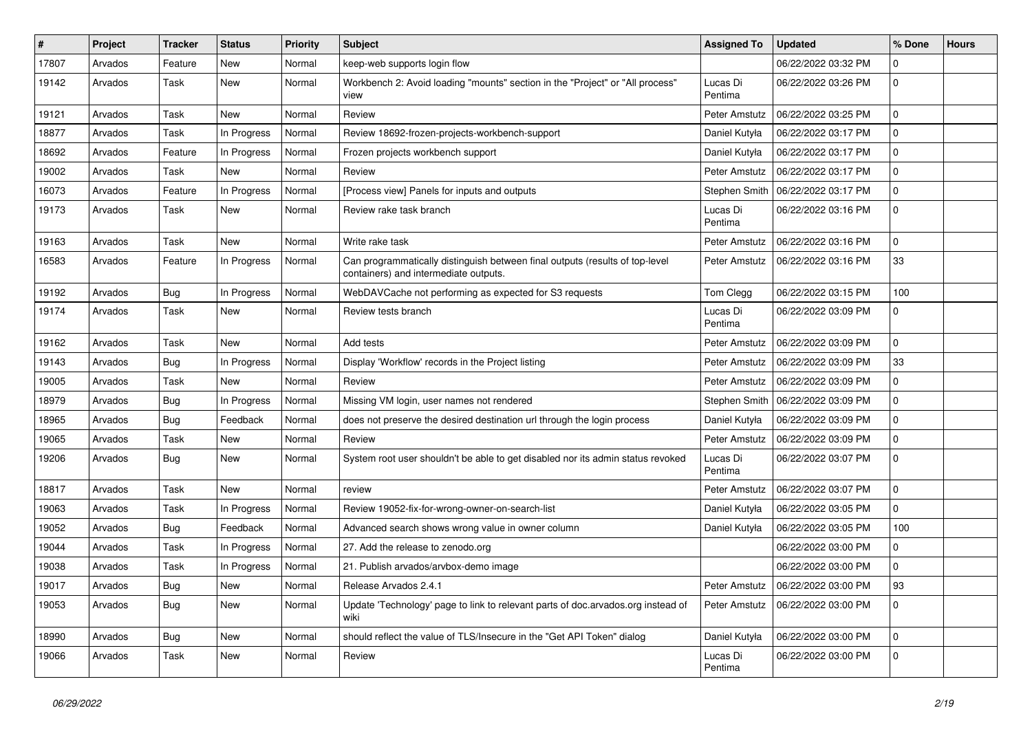| # | Project | Tracker | Status | Priority | Subject | Assigned To | Updated | % Done | Hours |
|---|---|---|---|---|---|---|---|---|---|
| 17807 | Arvados | Feature | New | Normal | keep-web supports login flow | | 06/22/2022 03:32 PM | 0 | |
| 19142 | Arvados | Task | New | Normal | Workbench 2: Avoid loading "mounts" section in the "Project" or "All process" view | Lucas Di Pentima | 06/22/2022 03:26 PM | 0 | |
| 19121 | Arvados | Task | New | Normal | Review | Peter Amstutz | 06/22/2022 03:25 PM | 0 | |
| 18877 | Arvados | Task | In Progress | Normal | Review 18692-frozen-projects-workbench-support | Daniel Kutyła | 06/22/2022 03:17 PM | 0 | |
| 18692 | Arvados | Feature | In Progress | Normal | Frozen projects workbench support | Daniel Kutyła | 06/22/2022 03:17 PM | 0 | |
| 19002 | Arvados | Task | New | Normal | Review | Peter Amstutz | 06/22/2022 03:17 PM | 0 | |
| 16073 | Arvados | Feature | In Progress | Normal | [Process view] Panels for inputs and outputs | Stephen Smith | 06/22/2022 03:17 PM | 0 | |
| 19173 | Arvados | Task | New | Normal | Review rake task branch | Lucas Di Pentima | 06/22/2022 03:16 PM | 0 | |
| 19163 | Arvados | Task | New | Normal | Write rake task | Peter Amstutz | 06/22/2022 03:16 PM | 0 | |
| 16583 | Arvados | Feature | In Progress | Normal | Can programmatically distinguish between final outputs (results of top-level containers) and intermediate outputs. | Peter Amstutz | 06/22/2022 03:16 PM | 33 | |
| 19192 | Arvados | Bug | In Progress | Normal | WebDAVCache not performing as expected for S3 requests | Tom Clegg | 06/22/2022 03:15 PM | 100 | |
| 19174 | Arvados | Task | New | Normal | Review tests branch | Lucas Di Pentima | 06/22/2022 03:09 PM | 0 | |
| 19162 | Arvados | Task | New | Normal | Add tests | Peter Amstutz | 06/22/2022 03:09 PM | 0 | |
| 19143 | Arvados | Bug | In Progress | Normal | Display 'Workflow' records in the Project listing | Peter Amstutz | 06/22/2022 03:09 PM | 33 | |
| 19005 | Arvados | Task | New | Normal | Review | Peter Amstutz | 06/22/2022 03:09 PM | 0 | |
| 18979 | Arvados | Bug | In Progress | Normal | Missing VM login, user names not rendered | Stephen Smith | 06/22/2022 03:09 PM | 0 | |
| 18965 | Arvados | Bug | Feedback | Normal | does not preserve the desired destination url through the login process | Daniel Kutyła | 06/22/2022 03:09 PM | 0 | |
| 19065 | Arvados | Task | New | Normal | Review | Peter Amstutz | 06/22/2022 03:09 PM | 0 | |
| 19206 | Arvados | Bug | New | Normal | System root user shouldn't be able to get disabled nor its admin status revoked | Lucas Di Pentima | 06/22/2022 03:07 PM | 0 | |
| 18817 | Arvados | Task | New | Normal | review | Peter Amstutz | 06/22/2022 03:07 PM | 0 | |
| 19063 | Arvados | Task | In Progress | Normal | Review 19052-fix-for-wrong-owner-on-search-list | Daniel Kutyła | 06/22/2022 03:05 PM | 0 | |
| 19052 | Arvados | Bug | Feedback | Normal | Advanced search shows wrong value in owner column | Daniel Kutyła | 06/22/2022 03:05 PM | 100 | |
| 19044 | Arvados | Task | In Progress | Normal | 27. Add the release to zenodo.org | | 06/22/2022 03:00 PM | 0 | |
| 19038 | Arvados | Task | In Progress | Normal | 21. Publish arvados/arvbox-demo image | | 06/22/2022 03:00 PM | 0 | |
| 19017 | Arvados | Bug | New | Normal | Release Arvados 2.4.1 | Peter Amstutz | 06/22/2022 03:00 PM | 93 | |
| 19053 | Arvados | Bug | New | Normal | Update 'Technology' page to link to relevant parts of doc.arvados.org instead of wiki | Peter Amstutz | 06/22/2022 03:00 PM | 0 | |
| 18990 | Arvados | Bug | New | Normal | should reflect the value of TLS/Insecure in the "Get API Token" dialog | Daniel Kutyła | 06/22/2022 03:00 PM | 0 | |
| 19066 | Arvados | Task | New | Normal | Review | Lucas Di Pentima | 06/22/2022 03:00 PM | 0 | |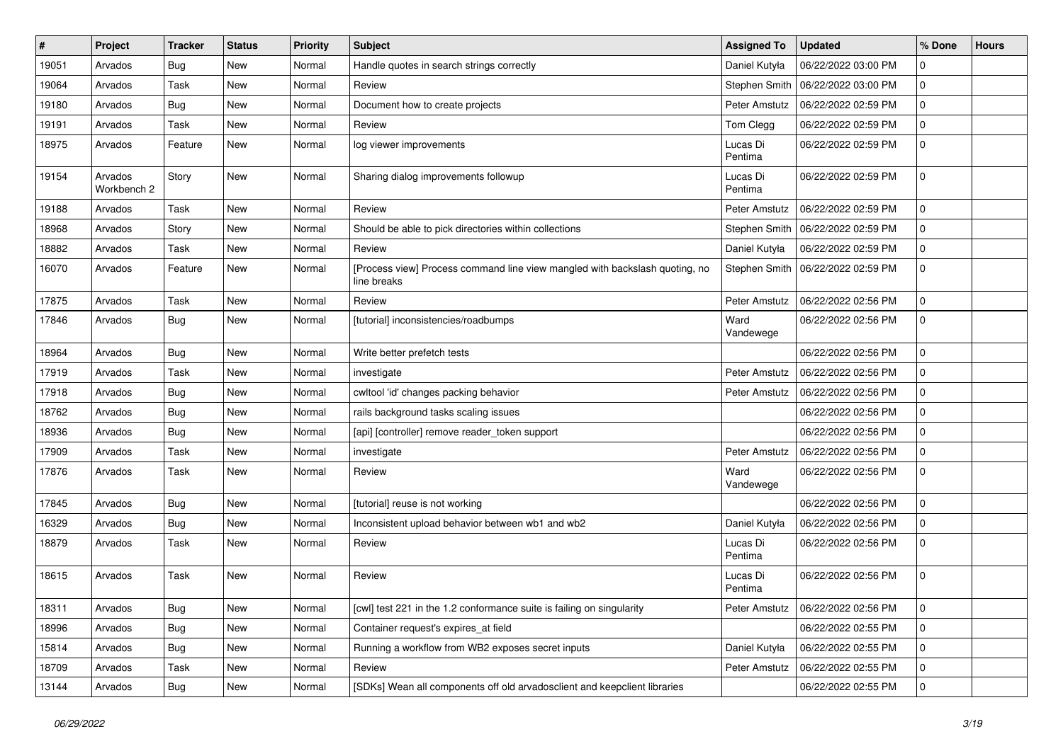| # | Project | Tracker | Status | Priority | Subject | Assigned To | Updated | % Done | Hours |
|---|---|---|---|---|---|---|---|---|---|
| 19051 | Arvados | Bug | New | Normal | Handle quotes in search strings correctly | Daniel Kutyła | 06/22/2022 03:00 PM | 0 | |
| 19064 | Arvados | Task | New | Normal | Review | Stephen Smith | 06/22/2022 03:00 PM | 0 | |
| 19180 | Arvados | Bug | New | Normal | Document how to create projects | Peter Amstutz | 06/22/2022 02:59 PM | 0 | |
| 19191 | Arvados | Task | New | Normal | Review | Tom Clegg | 06/22/2022 02:59 PM | 0 | |
| 18975 | Arvados | Feature | New | Normal | log viewer improvements | Lucas Di Pentima | 06/22/2022 02:59 PM | 0 | |
| 19154 | Arvados Workbench 2 | Story | New | Normal | Sharing dialog improvements followup | Lucas Di Pentima | 06/22/2022 02:59 PM | 0 | |
| 19188 | Arvados | Task | New | Normal | Review | Peter Amstutz | 06/22/2022 02:59 PM | 0 | |
| 18968 | Arvados | Story | New | Normal | Should be able to pick directories within collections | Stephen Smith | 06/22/2022 02:59 PM | 0 | |
| 18882 | Arvados | Task | New | Normal | Review | Daniel Kutyła | 06/22/2022 02:59 PM | 0 | |
| 16070 | Arvados | Feature | New | Normal | [Process view] Process command line view mangled with backslash quoting, no line breaks | Stephen Smith | 06/22/2022 02:59 PM | 0 | |
| 17875 | Arvados | Task | New | Normal | Review | Peter Amstutz | 06/22/2022 02:56 PM | 0 | |
| 17846 | Arvados | Bug | New | Normal | [tutorial] inconsistencies/roadbumps | Ward Vandewege | 06/22/2022 02:56 PM | 0 | |
| 18964 | Arvados | Bug | New | Normal | Write better prefetch tests | | 06/22/2022 02:56 PM | 0 | |
| 17919 | Arvados | Task | New | Normal | investigate | Peter Amstutz | 06/22/2022 02:56 PM | 0 | |
| 17918 | Arvados | Bug | New | Normal | cwltool 'id' changes packing behavior | Peter Amstutz | 06/22/2022 02:56 PM | 0 | |
| 18762 | Arvados | Bug | New | Normal | rails background tasks scaling issues | | 06/22/2022 02:56 PM | 0 | |
| 18936 | Arvados | Bug | New | Normal | [api] [controller] remove reader_token support | | 06/22/2022 02:56 PM | 0 | |
| 17909 | Arvados | Task | New | Normal | investigate | Peter Amstutz | 06/22/2022 02:56 PM | 0 | |
| 17876 | Arvados | Task | New | Normal | Review | Ward Vandewege | 06/22/2022 02:56 PM | 0 | |
| 17845 | Arvados | Bug | New | Normal | [tutorial] reuse is not working | | 06/22/2022 02:56 PM | 0 | |
| 16329 | Arvados | Bug | New | Normal | Inconsistent upload behavior between wb1 and wb2 | Daniel Kutyła | 06/22/2022 02:56 PM | 0 | |
| 18879 | Arvados | Task | New | Normal | Review | Lucas Di Pentima | 06/22/2022 02:56 PM | 0 | |
| 18615 | Arvados | Task | New | Normal | Review | Lucas Di Pentima | 06/22/2022 02:56 PM | 0 | |
| 18311 | Arvados | Bug | New | Normal | [cwl] test 221 in the 1.2 conformance suite is failing on singularity | Peter Amstutz | 06/22/2022 02:56 PM | 0 | |
| 18996 | Arvados | Bug | New | Normal | Container request's expires_at field | | 06/22/2022 02:55 PM | 0 | |
| 15814 | Arvados | Bug | New | Normal | Running a workflow from WB2 exposes secret inputs | Daniel Kutyła | 06/22/2022 02:55 PM | 0 | |
| 18709 | Arvados | Task | New | Normal | Review | Peter Amstutz | 06/22/2022 02:55 PM | 0 | |
| 13144 | Arvados | Bug | New | Normal | [SDKs] Wean all components off old arvadosclient and keepclient libraries | | 06/22/2022 02:55 PM | 0 | |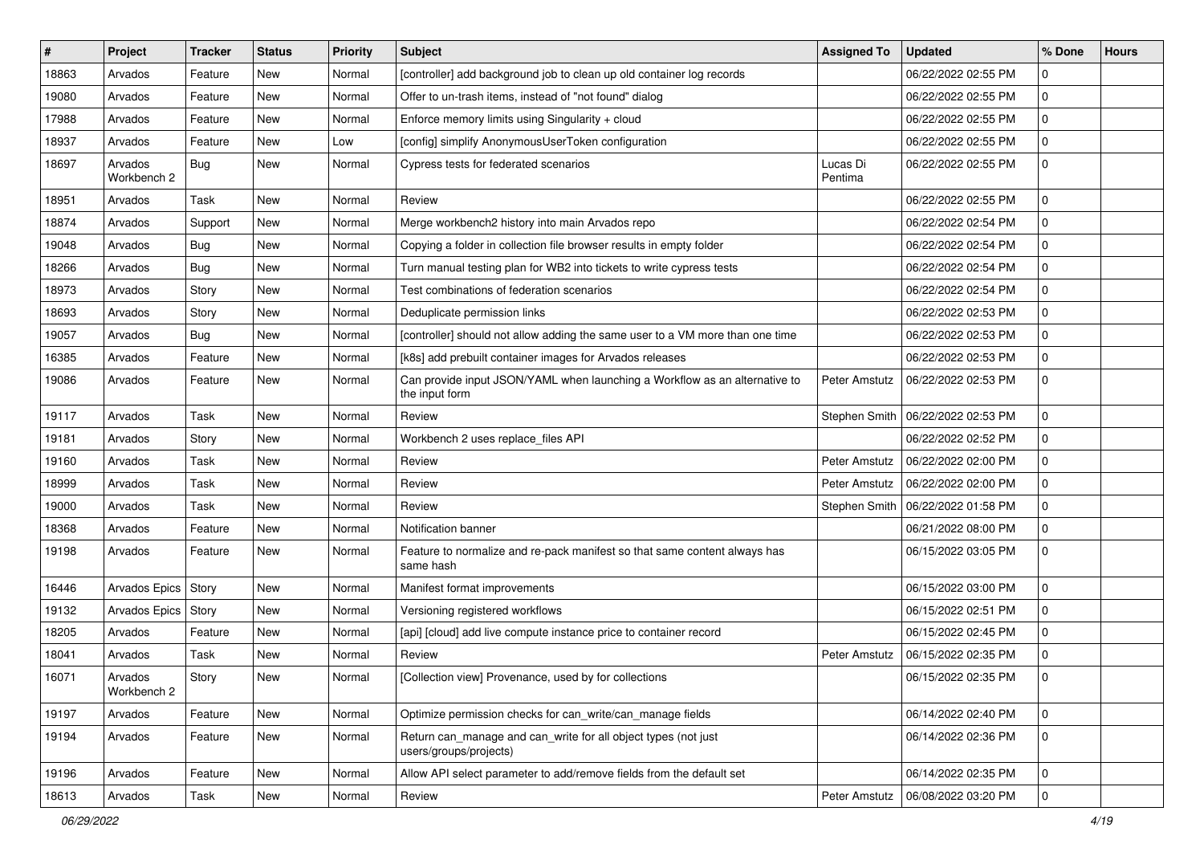| # | Project | Tracker | Status | Priority | Subject | Assigned To | Updated | % Done | Hours |
|---|---|---|---|---|---|---|---|---|---|
| 18863 | Arvados | Feature | New | Normal | [controller] add background job to clean up old container log records | | 06/22/2022 02:55 PM | 0 | |
| 19080 | Arvados | Feature | New | Normal | Offer to un-trash items, instead of "not found" dialog | | 06/22/2022 02:55 PM | 0 | |
| 17988 | Arvados | Feature | New | Normal | Enforce memory limits using Singularity + cloud | | 06/22/2022 02:55 PM | 0 | |
| 18937 | Arvados | Feature | New | Low | [config] simplify AnonymousUserToken configuration | | 06/22/2022 02:55 PM | 0 | |
| 18697 | Arvados Workbench 2 | Bug | New | Normal | Cypress tests for federated scenarios | Lucas Di Pentima | 06/22/2022 02:55 PM | 0 | |
| 18951 | Arvados | Task | New | Normal | Review | | 06/22/2022 02:55 PM | 0 | |
| 18874 | Arvados | Support | New | Normal | Merge workbench2 history into main Arvados repo | | 06/22/2022 02:54 PM | 0 | |
| 19048 | Arvados | Bug | New | Normal | Copying a folder in collection file browser results in empty folder | | 06/22/2022 02:54 PM | 0 | |
| 18266 | Arvados | Bug | New | Normal | Turn manual testing plan for WB2 into tickets to write cypress tests | | 06/22/2022 02:54 PM | 0 | |
| 18973 | Arvados | Story | New | Normal | Test combinations of federation scenarios | | 06/22/2022 02:54 PM | 0 | |
| 18693 | Arvados | Story | New | Normal | Deduplicate permission links | | 06/22/2022 02:53 PM | 0 | |
| 19057 | Arvados | Bug | New | Normal | [controller] should not allow adding the same user to a VM more than one time | | 06/22/2022 02:53 PM | 0 | |
| 16385 | Arvados | Feature | New | Normal | [k8s] add prebuilt container images for Arvados releases | | 06/22/2022 02:53 PM | 0 | |
| 19086 | Arvados | Feature | New | Normal | Can provide input JSON/YAML when launching a Workflow as an alternative to the input form | Peter Amstutz | 06/22/2022 02:53 PM | 0 | |
| 19117 | Arvados | Task | New | Normal | Review | Stephen Smith | 06/22/2022 02:53 PM | 0 | |
| 19181 | Arvados | Story | New | Normal | Workbench 2 uses replace_files API | | 06/22/2022 02:52 PM | 0 | |
| 19160 | Arvados | Task | New | Normal | Review | Peter Amstutz | 06/22/2022 02:00 PM | 0 | |
| 18999 | Arvados | Task | New | Normal | Review | Peter Amstutz | 06/22/2022 02:00 PM | 0 | |
| 19000 | Arvados | Task | New | Normal | Review | Stephen Smith | 06/22/2022 01:58 PM | 0 | |
| 18368 | Arvados | Feature | New | Normal | Notification banner | | 06/21/2022 08:00 PM | 0 | |
| 19198 | Arvados | Feature | New | Normal | Feature to normalize and re-pack manifest so that same content always has same hash | | 06/15/2022 03:05 PM | 0 | |
| 16446 | Arvados Epics | Story | New | Normal | Manifest format improvements | | 06/15/2022 03:00 PM | 0 | |
| 19132 | Arvados Epics | Story | New | Normal | Versioning registered workflows | | 06/15/2022 02:51 PM | 0 | |
| 18205 | Arvados | Feature | New | Normal | [api] [cloud] add live compute instance price to container record | | 06/15/2022 02:45 PM | 0 | |
| 18041 | Arvados | Task | New | Normal | Review | Peter Amstutz | 06/15/2022 02:35 PM | 0 | |
| 16071 | Arvados Workbench 2 | Story | New | Normal | [Collection view] Provenance, used by for collections | | 06/15/2022 02:35 PM | 0 | |
| 19197 | Arvados | Feature | New | Normal | Optimize permission checks for can_write/can_manage fields | | 06/14/2022 02:40 PM | 0 | |
| 19194 | Arvados | Feature | New | Normal | Return can_manage and can_write for all object types (not just users/groups/projects) | | 06/14/2022 02:36 PM | 0 | |
| 19196 | Arvados | Feature | New | Normal | Allow API select parameter to add/remove fields from the default set | | 06/14/2022 02:35 PM | 0 | |
| 18613 | Arvados | Task | New | Normal | Review | Peter Amstutz | 06/08/2022 03:20 PM | 0 | |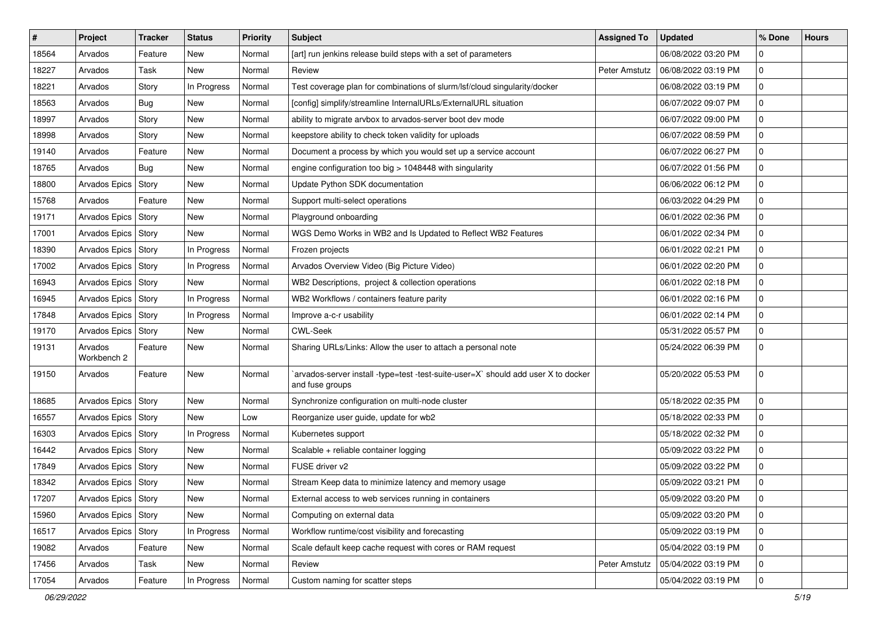| # | Project | Tracker | Status | Priority | Subject | Assigned To | Updated | % Done | Hours |
|---|---|---|---|---|---|---|---|---|---|
| 18564 | Arvados | Feature | New | Normal | [art] run jenkins release build steps with a set of parameters | | 06/08/2022 03:20 PM | 0 | |
| 18227 | Arvados | Task | New | Normal | Review | Peter Amstutz | 06/08/2022 03:19 PM | 0 | |
| 18221 | Arvados | Story | In Progress | Normal | Test coverage plan for combinations of slurm/lsf/cloud singularity/docker | | 06/08/2022 03:19 PM | 0 | |
| 18563 | Arvados | Bug | New | Normal | [config] simplify/streamline InternalURLs/ExternalURL situation | | 06/07/2022 09:07 PM | 0 | |
| 18997 | Arvados | Story | New | Normal | ability to migrate arvbox to arvados-server boot dev mode | | 06/07/2022 09:00 PM | 0 | |
| 18998 | Arvados | Story | New | Normal | keepstore ability to check token validity for uploads | | 06/07/2022 08:59 PM | 0 | |
| 19140 | Arvados | Feature | New | Normal | Document a process by which you would set up a service account | | 06/07/2022 06:27 PM | 0 | |
| 18765 | Arvados | Bug | New | Normal | engine configuration too big > 1048448 with singularity | | 06/07/2022 01:56 PM | 0 | |
| 18800 | Arvados Epics | Story | New | Normal | Update Python SDK documentation | | 06/06/2022 06:12 PM | 0 | |
| 15768 | Arvados | Feature | New | Normal | Support multi-select operations | | 06/03/2022 04:29 PM | 0 | |
| 19171 | Arvados Epics | Story | New | Normal | Playground onboarding | | 06/01/2022 02:36 PM | 0 | |
| 17001 | Arvados Epics | Story | New | Normal | WGS Demo Works in WB2 and Is Updated to Reflect WB2 Features | | 06/01/2022 02:34 PM | 0 | |
| 18390 | Arvados Epics | Story | In Progress | Normal | Frozen projects | | 06/01/2022 02:21 PM | 0 | |
| 17002 | Arvados Epics | Story | In Progress | Normal | Arvados Overview Video (Big Picture Video) | | 06/01/2022 02:20 PM | 0 | |
| 16943 | Arvados Epics | Story | New | Normal | WB2 Descriptions, project & collection operations | | 06/01/2022 02:18 PM | 0 | |
| 16945 | Arvados Epics | Story | In Progress | Normal | WB2 Workflows / containers feature parity | | 06/01/2022 02:16 PM | 0 | |
| 17848 | Arvados Epics | Story | In Progress | Normal | Improve a-c-r usability | | 06/01/2022 02:14 PM | 0 | |
| 19170 | Arvados Epics | Story | New | Normal | CWL-Seek | | 05/31/2022 05:57 PM | 0 | |
| 19131 | Arvados Workbench 2 | Feature | New | Normal | Sharing URLs/Links: Allow the user to attach a personal note | | 05/24/2022 06:39 PM | 0 | |
| 19150 | Arvados | Feature | New | Normal | `arvados-server install -type=test -test-suite-user=X` should add user X to docker and fuse groups | | 05/20/2022 05:53 PM | 0 | |
| 18685 | Arvados Epics | Story | New | Normal | Synchronize configuration on multi-node cluster | | 05/18/2022 02:35 PM | 0 | |
| 16557 | Arvados Epics | Story | New | Low | Reorganize user guide, update for wb2 | | 05/18/2022 02:33 PM | 0 | |
| 16303 | Arvados Epics | Story | In Progress | Normal | Kubernetes support | | 05/18/2022 02:32 PM | 0 | |
| 16442 | Arvados Epics | Story | New | Normal | Scalable + reliable container logging | | 05/09/2022 03:22 PM | 0 | |
| 17849 | Arvados Epics | Story | New | Normal | FUSE driver v2 | | 05/09/2022 03:22 PM | 0 | |
| 18342 | Arvados Epics | Story | New | Normal | Stream Keep data to minimize latency and memory usage | | 05/09/2022 03:21 PM | 0 | |
| 17207 | Arvados Epics | Story | New | Normal | External access to web services running in containers | | 05/09/2022 03:20 PM | 0 | |
| 15960 | Arvados Epics | Story | New | Normal | Computing on external data | | 05/09/2022 03:20 PM | 0 | |
| 16517 | Arvados Epics | Story | In Progress | Normal | Workflow runtime/cost visibility and forecasting | | 05/09/2022 03:19 PM | 0 | |
| 19082 | Arvados | Feature | New | Normal | Scale default keep cache request with cores or RAM request | | 05/04/2022 03:19 PM | 0 | |
| 17456 | Arvados | Task | New | Normal | Review | Peter Amstutz | 05/04/2022 03:19 PM | 0 | |
| 17054 | Arvados | Feature | In Progress | Normal | Custom naming for scatter steps | | 05/04/2022 03:19 PM | 0 | |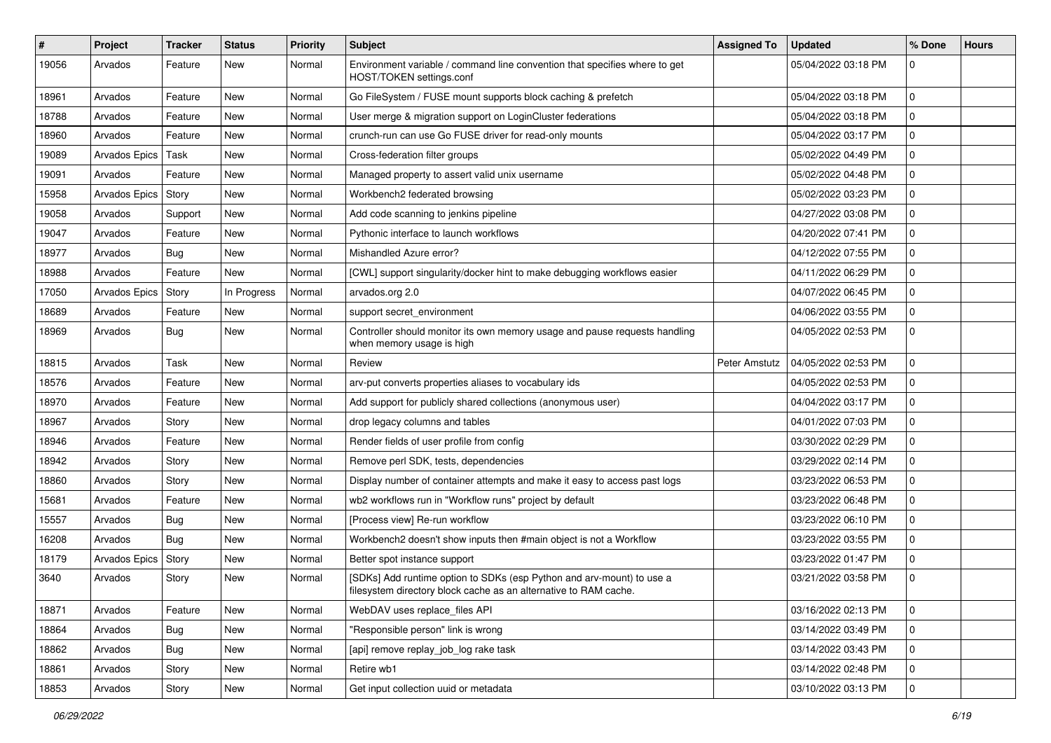| # | Project | Tracker | Status | Priority | Subject | Assigned To | Updated | % Done | Hours |
| --- | --- | --- | --- | --- | --- | --- | --- | --- | --- |
| 19056 | Arvados | Feature | New | Normal | Environment variable / command line convention that specifies where to get HOST/TOKEN settings.conf | | 05/04/2022 03:18 PM | 0 | |
| 18961 | Arvados | Feature | New | Normal | Go FileSystem / FUSE mount supports block caching & prefetch | | 05/04/2022 03:18 PM | 0 | |
| 18788 | Arvados | Feature | New | Normal | User merge & migration support on LoginCluster federations | | 05/04/2022 03:18 PM | 0 | |
| 18960 | Arvados | Feature | New | Normal | crunch-run can use Go FUSE driver for read-only mounts | | 05/04/2022 03:17 PM | 0 | |
| 19089 | Arvados Epics | Task | New | Normal | Cross-federation filter groups | | 05/02/2022 04:49 PM | 0 | |
| 19091 | Arvados | Feature | New | Normal | Managed property to assert valid unix username | | 05/02/2022 04:48 PM | 0 | |
| 15958 | Arvados Epics | Story | New | Normal | Workbench2 federated browsing | | 05/02/2022 03:23 PM | 0 | |
| 19058 | Arvados | Support | New | Normal | Add code scanning to jenkins pipeline | | 04/27/2022 03:08 PM | 0 | |
| 19047 | Arvados | Feature | New | Normal | Pythonic interface to launch workflows | | 04/20/2022 07:41 PM | 0 | |
| 18977 | Arvados | Bug | New | Normal | Mishandled Azure error? | | 04/12/2022 07:55 PM | 0 | |
| 18988 | Arvados | Feature | New | Normal | [CWL] support singularity/docker hint to make debugging workflows easier | | 04/11/2022 06:29 PM | 0 | |
| 17050 | Arvados Epics | Story | In Progress | Normal | arvados.org 2.0 | | 04/07/2022 06:45 PM | 0 | |
| 18689 | Arvados | Feature | New | Normal | support secret_environment | | 04/06/2022 03:55 PM | 0 | |
| 18969 | Arvados | Bug | New | Normal | Controller should monitor its own memory usage and pause requests handling when memory usage is high | | 04/05/2022 02:53 PM | 0 | |
| 18815 | Arvados | Task | New | Normal | Review | Peter Amstutz | 04/05/2022 02:53 PM | 0 | |
| 18576 | Arvados | Feature | New | Normal | arv-put converts properties aliases to vocabulary ids | | 04/05/2022 02:53 PM | 0 | |
| 18970 | Arvados | Feature | New | Normal | Add support for publicly shared collections (anonymous user) | | 04/04/2022 03:17 PM | 0 | |
| 18967 | Arvados | Story | New | Normal | drop legacy columns and tables | | 04/01/2022 07:03 PM | 0 | |
| 18946 | Arvados | Feature | New | Normal | Render fields of user profile from config | | 03/30/2022 02:29 PM | 0 | |
| 18942 | Arvados | Story | New | Normal | Remove perl SDK, tests, dependencies | | 03/29/2022 02:14 PM | 0 | |
| 18860 | Arvados | Story | New | Normal | Display number of container attempts and make it easy to access past logs | | 03/23/2022 06:53 PM | 0 | |
| 15681 | Arvados | Feature | New | Normal | wb2 workflows run in "Workflow runs" project by default | | 03/23/2022 06:48 PM | 0 | |
| 15557 | Arvados | Bug | New | Normal | [Process view] Re-run workflow | | 03/23/2022 06:10 PM | 0 | |
| 16208 | Arvados | Bug | New | Normal | Workbench2 doesn't show inputs then #main object is not a Workflow | | 03/23/2022 03:55 PM | 0 | |
| 18179 | Arvados Epics | Story | New | Normal | Better spot instance support | | 03/23/2022 01:47 PM | 0 | |
| 3640 | Arvados | Story | New | Normal | [SDKs] Add runtime option to SDKs (esp Python and arv-mount) to use a filesystem directory block cache as an alternative to RAM cache. | | 03/21/2022 03:58 PM | 0 | |
| 18871 | Arvados | Feature | New | Normal | WebDAV uses replace_files API | | 03/16/2022 02:13 PM | 0 | |
| 18864 | Arvados | Bug | New | Normal | "Responsible person" link is wrong | | 03/14/2022 03:49 PM | 0 | |
| 18862 | Arvados | Bug | New | Normal | [api] remove replay_job_log rake task | | 03/14/2022 03:43 PM | 0 | |
| 18861 | Arvados | Story | New | Normal | Retire wb1 | | 03/14/2022 02:48 PM | 0 | |
| 18853 | Arvados | Story | New | Normal | Get input collection uuid or metadata | | 03/10/2022 03:13 PM | 0 | |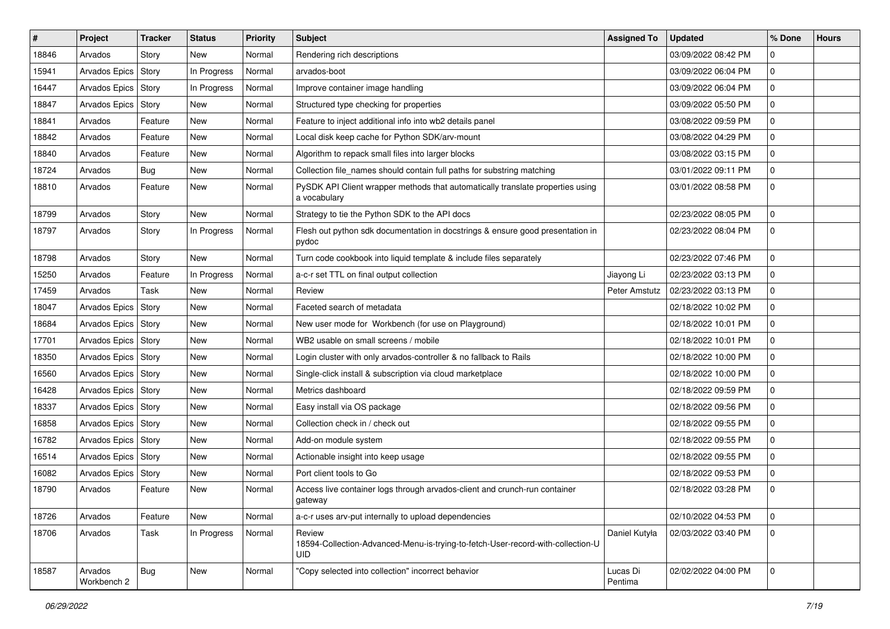| # | Project | Tracker | Status | Priority | Subject | Assigned To | Updated | % Done | Hours |
|---|---|---|---|---|---|---|---|---|---|
| 18846 | Arvados | Story | New | Normal | Rendering rich descriptions | | 03/09/2022 08:42 PM | 0 | |
| 15941 | Arvados Epics | Story | In Progress | Normal | arvados-boot | | 03/09/2022 06:04 PM | 0 | |
| 16447 | Arvados Epics | Story | In Progress | Normal | Improve container image handling | | 03/09/2022 06:04 PM | 0 | |
| 18847 | Arvados Epics | Story | New | Normal | Structured type checking for properties | | 03/09/2022 05:50 PM | 0 | |
| 18841 | Arvados | Feature | New | Normal | Feature to inject additional info into wb2 details panel | | 03/08/2022 09:59 PM | 0 | |
| 18842 | Arvados | Feature | New | Normal | Local disk keep cache for Python SDK/arv-mount | | 03/08/2022 04:29 PM | 0 | |
| 18840 | Arvados | Feature | New | Normal | Algorithm to repack small files into larger blocks | | 03/08/2022 03:15 PM | 0 | |
| 18724 | Arvados | Bug | New | Normal | Collection file_names should contain full paths for substring matching | | 03/01/2022 09:11 PM | 0 | |
| 18810 | Arvados | Feature | New | Normal | PySDK API Client wrapper methods that automatically translate properties using a vocabulary | | 03/01/2022 08:58 PM | 0 | |
| 18799 | Arvados | Story | New | Normal | Strategy to tie the Python SDK to the API docs | | 02/23/2022 08:05 PM | 0 | |
| 18797 | Arvados | Story | In Progress | Normal | Flesh out python sdk documentation in docstrings & ensure good presentation in pydoc | | 02/23/2022 08:04 PM | 0 | |
| 18798 | Arvados | Story | New | Normal | Turn code cookbook into liquid template & include files separately | | 02/23/2022 07:46 PM | 0 | |
| 15250 | Arvados | Feature | In Progress | Normal | a-c-r set TTL on final output collection | Jiayong Li | 02/23/2022 03:13 PM | 0 | |
| 17459 | Arvados | Task | New | Normal | Review | Peter Amstutz | 02/23/2022 03:13 PM | 0 | |
| 18047 | Arvados Epics | Story | New | Normal | Faceted search of metadata | | 02/18/2022 10:02 PM | 0 | |
| 18684 | Arvados Epics | Story | New | Normal | New user mode for Workbench (for use on Playground) | | 02/18/2022 10:01 PM | 0 | |
| 17701 | Arvados Epics | Story | New | Normal | WB2 usable on small screens / mobile | | 02/18/2022 10:01 PM | 0 | |
| 18350 | Arvados Epics | Story | New | Normal | Login cluster with only arvados-controller & no fallback to Rails | | 02/18/2022 10:00 PM | 0 | |
| 16560 | Arvados Epics | Story | New | Normal | Single-click install & subscription via cloud marketplace | | 02/18/2022 10:00 PM | 0 | |
| 16428 | Arvados Epics | Story | New | Normal | Metrics dashboard | | 02/18/2022 09:59 PM | 0 | |
| 18337 | Arvados Epics | Story | New | Normal | Easy install via OS package | | 02/18/2022 09:56 PM | 0 | |
| 16858 | Arvados Epics | Story | New | Normal | Collection check in / check out | | 02/18/2022 09:55 PM | 0 | |
| 16782 | Arvados Epics | Story | New | Normal | Add-on module system | | 02/18/2022 09:55 PM | 0 | |
| 16514 | Arvados Epics | Story | New | Normal | Actionable insight into keep usage | | 02/18/2022 09:55 PM | 0 | |
| 16082 | Arvados Epics | Story | New | Normal | Port client tools to Go | | 02/18/2022 09:53 PM | 0 | |
| 18790 | Arvados | Feature | New | Normal | Access live container logs through arvados-client and crunch-run container gateway | | 02/18/2022 03:28 PM | 0 | |
| 18726 | Arvados | Feature | New | Normal | a-c-r uses arv-put internally to upload dependencies | | 02/10/2022 04:53 PM | 0 | |
| 18706 | Arvados | Task | In Progress | Normal | Review 18594-Collection-Advanced-Menu-is-trying-to-fetch-User-record-with-collection-UUID | Daniel Kutyła | 02/03/2022 03:40 PM | 0 | |
| 18587 | Arvados Workbench 2 | Bug | New | Normal | "Copy selected into collection" incorrect behavior | Lucas Di Pentima | 02/02/2022 04:00 PM | 0 | |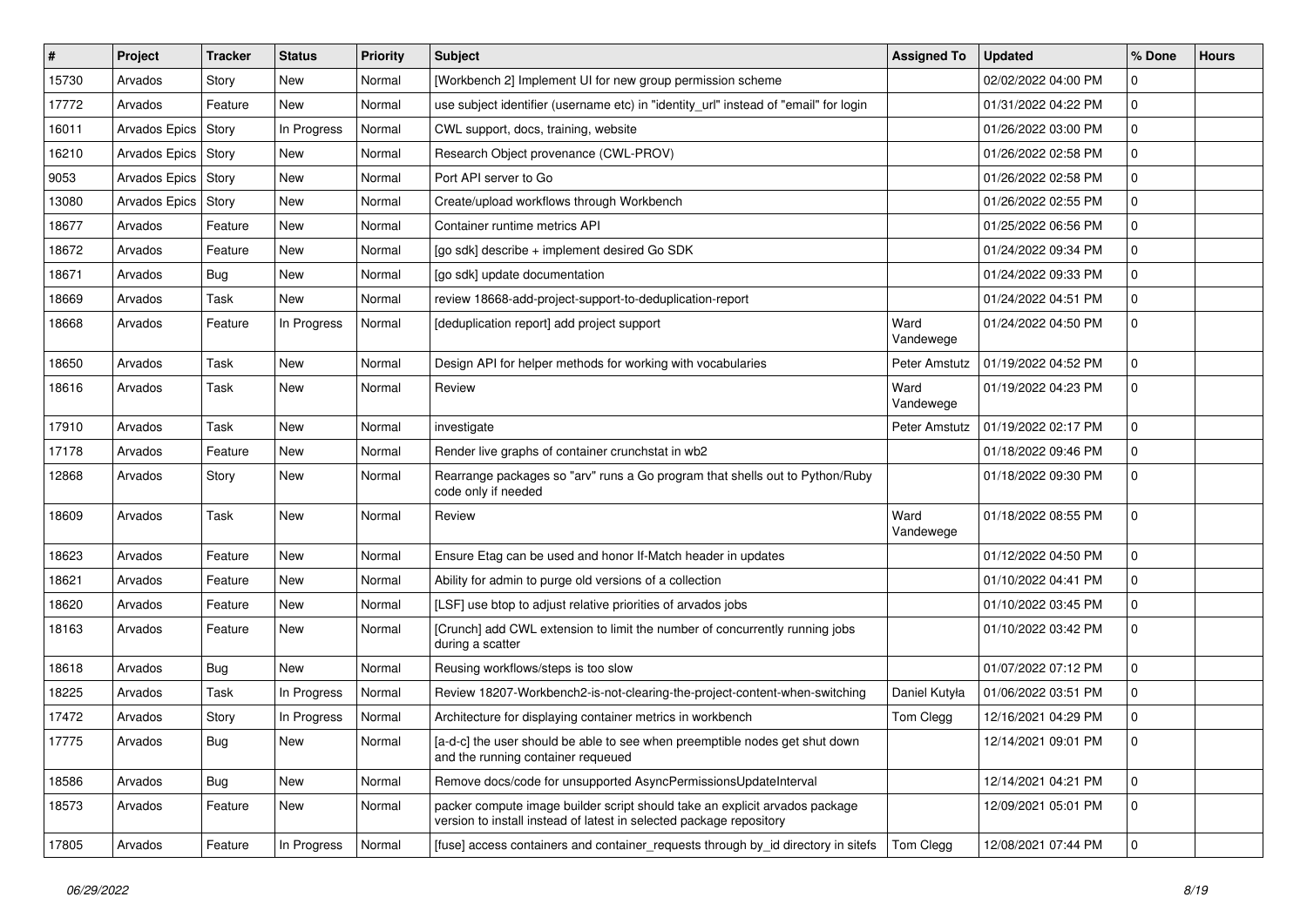| # | Project | Tracker | Status | Priority | Subject | Assigned To | Updated | % Done | Hours |
|---|---|---|---|---|---|---|---|---|---|
| 15730 | Arvados | Story | New | Normal | [Workbench 2] Implement UI for new group permission scheme | | 02/02/2022 04:00 PM | 0 | |
| 17772 | Arvados | Feature | New | Normal | use subject identifier (username etc) in "identity_url" instead of "email" for login | | 01/31/2022 04:22 PM | 0 | |
| 16011 | Arvados Epics | Story | In Progress | Normal | CWL support, docs, training, website | | 01/26/2022 03:00 PM | 0 | |
| 16210 | Arvados Epics | Story | New | Normal | Research Object provenance (CWL-PROV) | | 01/26/2022 02:58 PM | 0 | |
| 9053 | Arvados Epics | Story | New | Normal | Port API server to Go | | 01/26/2022 02:58 PM | 0 | |
| 13080 | Arvados Epics | Story | New | Normal | Create/upload workflows through Workbench | | 01/26/2022 02:55 PM | 0 | |
| 18677 | Arvados | Feature | New | Normal | Container runtime metrics API | | 01/25/2022 06:56 PM | 0 | |
| 18672 | Arvados | Feature | New | Normal | [go sdk] describe + implement desired Go SDK | | 01/24/2022 09:34 PM | 0 | |
| 18671 | Arvados | Bug | New | Normal | [go sdk] update documentation | | 01/24/2022 09:33 PM | 0 | |
| 18669 | Arvados | Task | New | Normal | review 18668-add-project-support-to-deduplication-report | | 01/24/2022 04:51 PM | 0 | |
| 18668 | Arvados | Feature | In Progress | Normal | [deduplication report] add project support | Ward Vandewege | 01/24/2022 04:50 PM | 0 | |
| 18650 | Arvados | Task | New | Normal | Design API for helper methods for working with vocabularies | Peter Amstutz | 01/19/2022 04:52 PM | 0 | |
| 18616 | Arvados | Task | New | Normal | Review | Ward Vandewege | 01/19/2022 04:23 PM | 0 | |
| 17910 | Arvados | Task | New | Normal | investigate | Peter Amstutz | 01/19/2022 02:17 PM | 0 | |
| 17178 | Arvados | Feature | New | Normal | Render live graphs of container crunchstat in wb2 | | 01/18/2022 09:46 PM | 0 | |
| 12868 | Arvados | Story | New | Normal | Rearrange packages so "arv" runs a Go program that shells out to Python/Ruby code only if needed | | 01/18/2022 09:30 PM | 0 | |
| 18609 | Arvados | Task | New | Normal | Review | Ward Vandewege | 01/18/2022 08:55 PM | 0 | |
| 18623 | Arvados | Feature | New | Normal | Ensure Etag can be used and honor If-Match header in updates | | 01/12/2022 04:50 PM | 0 | |
| 18621 | Arvados | Feature | New | Normal | Ability for admin to purge old versions of a collection | | 01/10/2022 04:41 PM | 0 | |
| 18620 | Arvados | Feature | New | Normal | [LSF] use btop to adjust relative priorities of arvados jobs | | 01/10/2022 03:45 PM | 0 | |
| 18163 | Arvados | Feature | New | Normal | [Crunch] add CWL extension to limit the number of concurrently running jobs during a scatter | | 01/10/2022 03:42 PM | 0 | |
| 18618 | Arvados | Bug | New | Normal | Reusing workflows/steps is too slow | | 01/07/2022 07:12 PM | 0 | |
| 18225 | Arvados | Task | In Progress | Normal | Review 18207-Workbench2-is-not-clearing-the-project-content-when-switching | Daniel Kutyła | 01/06/2022 03:51 PM | 0 | |
| 17472 | Arvados | Story | In Progress | Normal | Architecture for displaying container metrics in workbench | Tom Clegg | 12/16/2021 04:29 PM | 0 | |
| 17775 | Arvados | Bug | New | Normal | [a-d-c] the user should be able to see when preemptible nodes get shut down and the running container requeued | | 12/14/2021 09:01 PM | 0 | |
| 18586 | Arvados | Bug | New | Normal | Remove docs/code for unsupported AsyncPermissionsUpdateInterval | | 12/14/2021 04:21 PM | 0 | |
| 18573 | Arvados | Feature | New | Normal | packer compute image builder script should take an explicit arvados package version to install instead of latest in selected package repository | | 12/09/2021 05:01 PM | 0 | |
| 17805 | Arvados | Feature | In Progress | Normal | [fuse] access containers and container_requests through by_id directory in sitefs | Tom Clegg | 12/08/2021 07:44 PM | 0 | |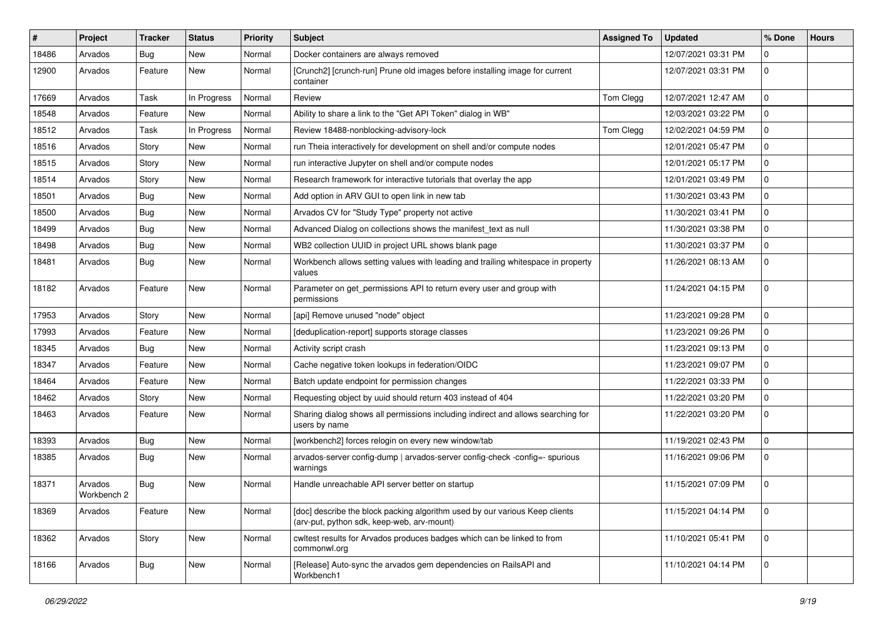| # | Project | Tracker | Status | Priority | Subject | Assigned To | Updated | % Done | Hours |
|---|---|---|---|---|---|---|---|---|---|
| 18486 | Arvados | Bug | New | Normal | Docker containers are always removed | | 12/07/2021 03:31 PM | 0 | |
| 12900 | Arvados | Feature | New | Normal | [Crunch2] [crunch-run] Prune old images before installing image for current container | | 12/07/2021 03:31 PM | 0 | |
| 17669 | Arvados | Task | In Progress | Normal | Review | Tom Clegg | 12/07/2021 12:47 AM | 0 | |
| 18548 | Arvados | Feature | New | Normal | Ability to share a link to the "Get API Token" dialog in WB" | | 12/03/2021 03:22 PM | 0 | |
| 18512 | Arvados | Task | In Progress | Normal | Review 18488-nonblocking-advisory-lock | Tom Clegg | 12/02/2021 04:59 PM | 0 | |
| 18516 | Arvados | Story | New | Normal | run Theia interactively for development on shell and/or compute nodes | | 12/01/2021 05:47 PM | 0 | |
| 18515 | Arvados | Story | New | Normal | run interactive Jupyter on shell and/or compute nodes | | 12/01/2021 05:17 PM | 0 | |
| 18514 | Arvados | Story | New | Normal | Research framework for interactive tutorials that overlay the app | | 12/01/2021 03:49 PM | 0 | |
| 18501 | Arvados | Bug | New | Normal | Add option in ARV GUI to open link in new tab | | 11/30/2021 03:43 PM | 0 | |
| 18500 | Arvados | Bug | New | Normal | Arvados CV for "Study Type" property not active | | 11/30/2021 03:41 PM | 0 | |
| 18499 | Arvados | Bug | New | Normal | Advanced Dialog on collections shows the manifest_text as null | | 11/30/2021 03:38 PM | 0 | |
| 18498 | Arvados | Bug | New | Normal | WB2 collection UUID in project URL shows blank page | | 11/30/2021 03:37 PM | 0 | |
| 18481 | Arvados | Bug | New | Normal | Workbench allows setting values with leading and trailing whitespace in property values | | 11/26/2021 08:13 AM | 0 | |
| 18182 | Arvados | Feature | New | Normal | Parameter on get_permissions API to return every user and group with permissions | | 11/24/2021 04:15 PM | 0 | |
| 17953 | Arvados | Story | New | Normal | [api] Remove unused "node" object | | 11/23/2021 09:28 PM | 0 | |
| 17993 | Arvados | Feature | New | Normal | [deduplication-report] supports storage classes | | 11/23/2021 09:26 PM | 0 | |
| 18345 | Arvados | Bug | New | Normal | Activity script crash | | 11/23/2021 09:13 PM | 0 | |
| 18347 | Arvados | Feature | New | Normal | Cache negative token lookups in federation/OIDC | | 11/23/2021 09:07 PM | 0 | |
| 18464 | Arvados | Feature | New | Normal | Batch update endpoint for permission changes | | 11/22/2021 03:33 PM | 0 | |
| 18462 | Arvados | Story | New | Normal | Requesting object by uuid should return 403 instead of 404 | | 11/22/2021 03:20 PM | 0 | |
| 18463 | Arvados | Feature | New | Normal | Sharing dialog shows all permissions including indirect and allows searching for users by name | | 11/22/2021 03:20 PM | 0 | |
| 18393 | Arvados | Bug | New | Normal | [workbench2] forces relogin on every new window/tab | | 11/19/2021 02:43 PM | 0 | |
| 18385 | Arvados | Bug | New | Normal | arvados-server config-dump \| arvados-server config-check -config=- spurious warnings | | 11/16/2021 09:06 PM | 0 | |
| 18371 | Arvados Workbench 2 | Bug | New | Normal | Handle unreachable API server better on startup | | 11/15/2021 07:09 PM | 0 | |
| 18369 | Arvados | Feature | New | Normal | [doc] describe the block packing algorithm used by our various Keep clients (arv-put, python sdk, keep-web, arv-mount) | | 11/15/2021 04:14 PM | 0 | |
| 18362 | Arvados | Story | New | Normal | cwltest results for Arvados produces badges which can be linked to from commonwl.org | | 11/10/2021 05:41 PM | 0 | |
| 18166 | Arvados | Bug | New | Normal | [Release] Auto-sync the arvados gem dependencies on RailsAPI and Workbench1 | | 11/10/2021 04:14 PM | 0 | |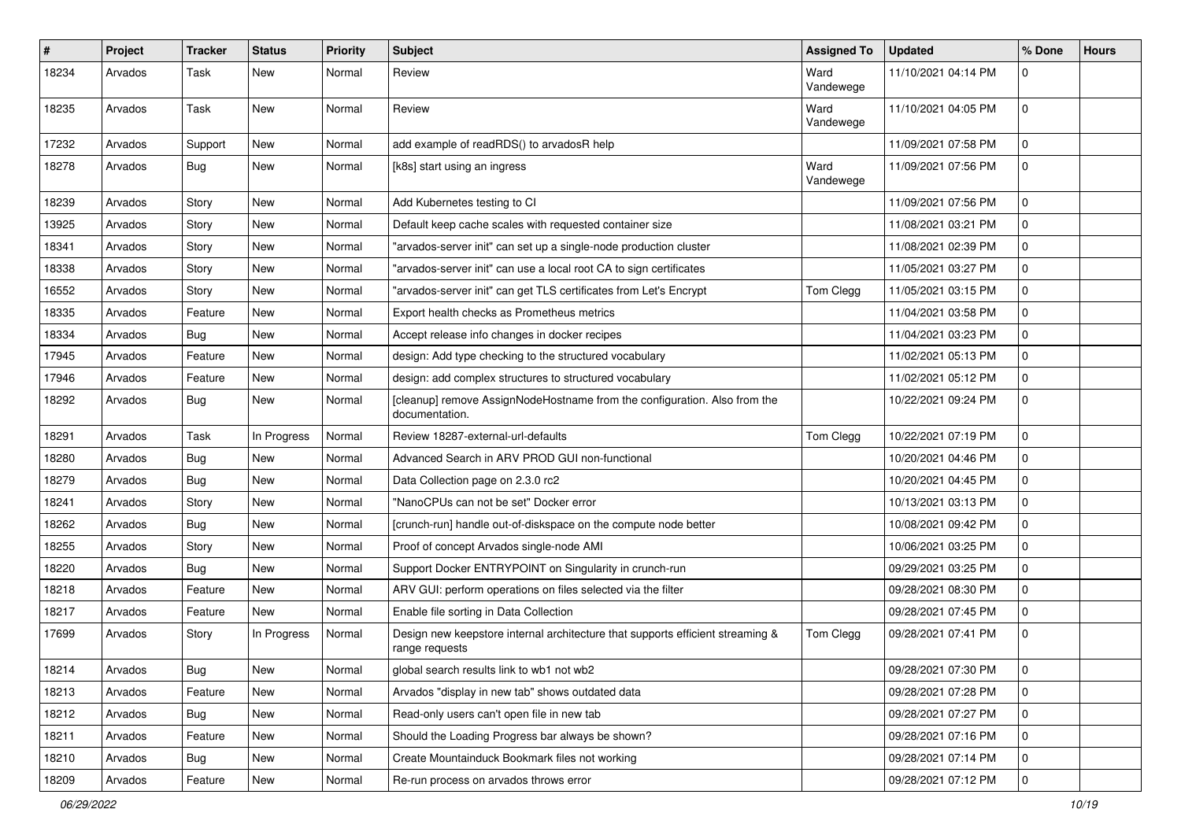| # | Project | Tracker | Status | Priority | Subject | Assigned To | Updated | % Done | Hours |
|---|---|---|---|---|---|---|---|---|---|
| 18234 | Arvados | Task | New | Normal | Review | Ward Vandewege | 11/10/2021 04:14 PM | 0 | |
| 18235 | Arvados | Task | New | Normal | Review | Ward Vandewege | 11/10/2021 04:05 PM | 0 | |
| 17232 | Arvados | Support | New | Normal | add example of readRDS() to arvadosR help | | 11/09/2021 07:58 PM | 0 | |
| 18278 | Arvados | Bug | New | Normal | [k8s] start using an ingress | Ward Vandewege | 11/09/2021 07:56 PM | 0 | |
| 18239 | Arvados | Story | New | Normal | Add Kubernetes testing to CI | | 11/09/2021 07:56 PM | 0 | |
| 13925 | Arvados | Story | New | Normal | Default keep cache scales with requested container size | | 11/08/2021 03:21 PM | 0 | |
| 18341 | Arvados | Story | New | Normal | "arvados-server init" can set up a single-node production cluster | | 11/08/2021 02:39 PM | 0 | |
| 18338 | Arvados | Story | New | Normal | "arvados-server init" can use a local root CA to sign certificates | | 11/05/2021 03:27 PM | 0 | |
| 16552 | Arvados | Story | New | Normal | "arvados-server init" can get TLS certificates from Let's Encrypt | Tom Clegg | 11/05/2021 03:15 PM | 0 | |
| 18335 | Arvados | Feature | New | Normal | Export health checks as Prometheus metrics | | 11/04/2021 03:58 PM | 0 | |
| 18334 | Arvados | Bug | New | Normal | Accept release info changes in docker recipes | | 11/04/2021 03:23 PM | 0 | |
| 17945 | Arvados | Feature | New | Normal | design: Add type checking to the structured vocabulary | | 11/02/2021 05:13 PM | 0 | |
| 17946 | Arvados | Feature | New | Normal | design: add complex structures to structured vocabulary | | 11/02/2021 05:12 PM | 0 | |
| 18292 | Arvados | Bug | New | Normal | [cleanup] remove AssignNodeHostname from the configuration. Also from the documentation. | | 10/22/2021 09:24 PM | 0 | |
| 18291 | Arvados | Task | In Progress | Normal | Review 18287-external-url-defaults | Tom Clegg | 10/22/2021 07:19 PM | 0 | |
| 18280 | Arvados | Bug | New | Normal | Advanced Search in ARV PROD GUI non-functional | | 10/20/2021 04:46 PM | 0 | |
| 18279 | Arvados | Bug | New | Normal | Data Collection page on 2.3.0 rc2 | | 10/20/2021 04:45 PM | 0 | |
| 18241 | Arvados | Story | New | Normal | "NanoCPUs can not be set" Docker error | | 10/13/2021 03:13 PM | 0 | |
| 18262 | Arvados | Bug | New | Normal | [crunch-run] handle out-of-diskspace on the compute node better | | 10/08/2021 09:42 PM | 0 | |
| 18255 | Arvados | Story | New | Normal | Proof of concept Arvados single-node AMI | | 10/06/2021 03:25 PM | 0 | |
| 18220 | Arvados | Bug | New | Normal | Support Docker ENTRYPOINT on Singularity in crunch-run | | 09/29/2021 03:25 PM | 0 | |
| 18218 | Arvados | Feature | New | Normal | ARV GUI: perform operations on files selected via the filter | | 09/28/2021 08:30 PM | 0 | |
| 18217 | Arvados | Feature | New | Normal | Enable file sorting in Data Collection | | 09/28/2021 07:45 PM | 0 | |
| 17699 | Arvados | Story | In Progress | Normal | Design new keepstore internal architecture that supports efficient streaming & range requests | Tom Clegg | 09/28/2021 07:41 PM | 0 | |
| 18214 | Arvados | Bug | New | Normal | global search results link to wb1 not wb2 | | 09/28/2021 07:30 PM | 0 | |
| 18213 | Arvados | Feature | New | Normal | Arvados "display in new tab" shows outdated data | | 09/28/2021 07:28 PM | 0 | |
| 18212 | Arvados | Bug | New | Normal | Read-only users can't open file in new tab | | 09/28/2021 07:27 PM | 0 | |
| 18211 | Arvados | Feature | New | Normal | Should the Loading Progress bar always be shown? | | 09/28/2021 07:16 PM | 0 | |
| 18210 | Arvados | Bug | New | Normal | Create Mountainduck Bookmark files not working | | 09/28/2021 07:14 PM | 0 | |
| 18209 | Arvados | Feature | New | Normal | Re-run process on arvados throws error | | 09/28/2021 07:12 PM | 0 | |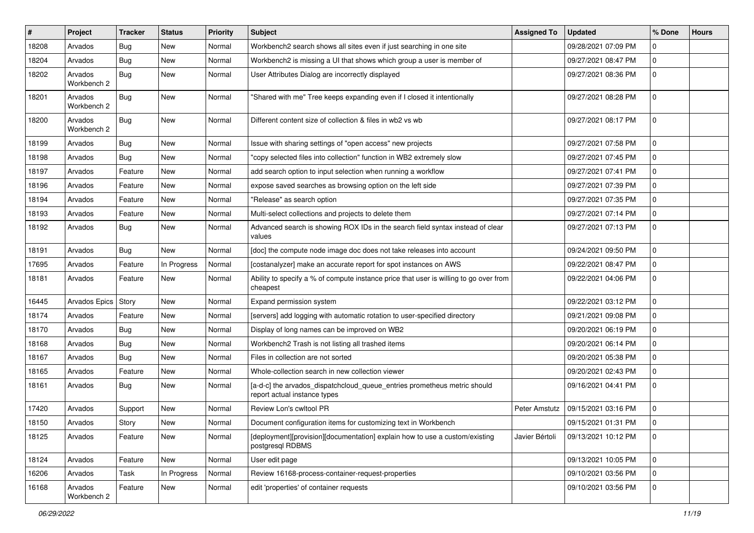| # | Project | Tracker | Status | Priority | Subject | Assigned To | Updated | % Done | Hours |
|---|---|---|---|---|---|---|---|---|---|
| 18208 | Arvados | Bug | New | Normal | Workbench2 search shows all sites even if just searching in one site | | 09/28/2021 07:09 PM | 0 | |
| 18204 | Arvados | Bug | New | Normal | Workbench2 is missing a UI that shows which group a user is member of | | 09/27/2021 08:47 PM | 0 | |
| 18202 | Arvados Workbench 2 | Bug | New | Normal | User Attributes Dialog are incorrectly displayed | | 09/27/2021 08:36 PM | 0 | |
| 18201 | Arvados Workbench 2 | Bug | New | Normal | "Shared with me" Tree keeps expanding even if I closed it intentionally | | 09/27/2021 08:28 PM | 0 | |
| 18200 | Arvados Workbench 2 | Bug | New | Normal | Different content size of collection & files in wb2 vs wb | | 09/27/2021 08:17 PM | 0 | |
| 18199 | Arvados | Bug | New | Normal | Issue with sharing settings of "open access" new projects | | 09/27/2021 07:58 PM | 0 | |
| 18198 | Arvados | Bug | New | Normal | "copy selected files into collection" function in WB2 extremely slow | | 09/27/2021 07:45 PM | 0 | |
| 18197 | Arvados | Feature | New | Normal | add search option to input selection when running a workflow | | 09/27/2021 07:41 PM | 0 | |
| 18196 | Arvados | Feature | New | Normal | expose saved searches as browsing option on the left side | | 09/27/2021 07:39 PM | 0 | |
| 18194 | Arvados | Feature | New | Normal | "Release" as search option | | 09/27/2021 07:35 PM | 0 | |
| 18193 | Arvados | Feature | New | Normal | Multi-select collections and projects to delete them | | 09/27/2021 07:14 PM | 0 | |
| 18192 | Arvados | Bug | New | Normal | Advanced search is showing ROX IDs in the search field syntax instead of clear values | | 09/27/2021 07:13 PM | 0 | |
| 18191 | Arvados | Bug | New | Normal | [doc] the compute node image doc does not take releases into account | | 09/24/2021 09:50 PM | 0 | |
| 17695 | Arvados | Feature | In Progress | Normal | [costanalyzer] make an accurate report for spot instances on AWS | | 09/22/2021 08:47 PM | 0 | |
| 18181 | Arvados | Feature | New | Normal | Ability to specify a % of compute instance price that user is willing to go over from cheapest | | 09/22/2021 04:06 PM | 0 | |
| 16445 | Arvados Epics | Story | New | Normal | Expand permission system | | 09/22/2021 03:12 PM | 0 | |
| 18174 | Arvados | Feature | New | Normal | [servers] add logging with automatic rotation to user-specified directory | | 09/21/2021 09:08 PM | 0 | |
| 18170 | Arvados | Bug | New | Normal | Display of long names can be improved on WB2 | | 09/20/2021 06:19 PM | 0 | |
| 18168 | Arvados | Bug | New | Normal | Workbench2 Trash is not listing all trashed items | | 09/20/2021 06:14 PM | 0 | |
| 18167 | Arvados | Bug | New | Normal | Files in collection are not sorted | | 09/20/2021 05:38 PM | 0 | |
| 18165 | Arvados | Feature | New | Normal | Whole-collection search in new collection viewer | | 09/20/2021 02:43 PM | 0 | |
| 18161 | Arvados | Bug | New | Normal | [a-d-c] the arvados_dispatchcloud_queue_entries prometheus metric should report actual instance types | | 09/16/2021 04:41 PM | 0 | |
| 17420 | Arvados | Support | New | Normal | Review Lon's cwltool PR | Peter Amstutz | 09/15/2021 03:16 PM | 0 | |
| 18150 | Arvados | Story | New | Normal | Document configuration items for customizing text in Workbench | | 09/15/2021 01:31 PM | 0 | |
| 18125 | Arvados | Feature | New | Normal | [deployment][provision][documentation] explain how to use a custom/existing postgresql RDBMS | Javier Bértoli | 09/13/2021 10:12 PM | 0 | |
| 18124 | Arvados | Feature | New | Normal | User edit page | | 09/13/2021 10:05 PM | 0 | |
| 16206 | Arvados | Task | In Progress | Normal | Review 16168-process-container-request-properties | | 09/10/2021 03:56 PM | 0 | |
| 16168 | Arvados Workbench 2 | Feature | New | Normal | edit 'properties' of container requests | | 09/10/2021 03:56 PM | 0 | |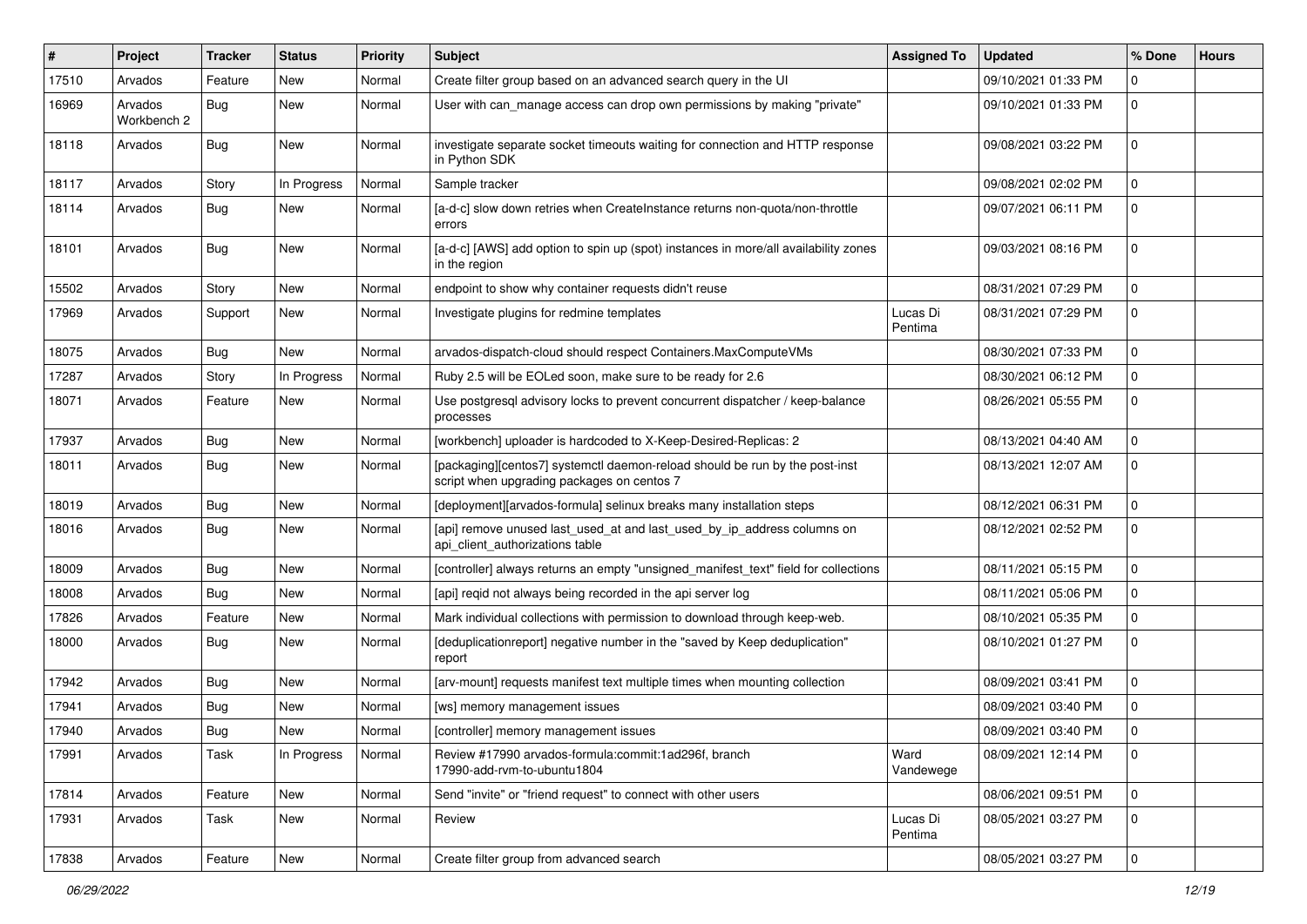| # | Project | Tracker | Status | Priority | Subject | Assigned To | Updated | % Done | Hours |
|---|---|---|---|---|---|---|---|---|---|
| 17510 | Arvados | Feature | New | Normal | Create filter group based on an advanced search query in the UI | | 09/10/2021 01:33 PM | 0 | |
| 16969 | Arvados Workbench 2 | Bug | New | Normal | User with can_manage access can drop own permissions by making "private" | | 09/10/2021 01:33 PM | 0 | |
| 18118 | Arvados | Bug | New | Normal | investigate separate socket timeouts waiting for connection and HTTP response in Python SDK | | 09/08/2021 03:22 PM | 0 | |
| 18117 | Arvados | Story | In Progress | Normal | Sample tracker | | 09/08/2021 02:02 PM | 0 | |
| 18114 | Arvados | Bug | New | Normal | [a-d-c] slow down retries when CreateInstance returns non-quota/non-throttle errors | | 09/07/2021 06:11 PM | 0 | |
| 18101 | Arvados | Bug | New | Normal | [a-d-c] [AWS] add option to spin up (spot) instances in more/all availability zones in the region | | 09/03/2021 08:16 PM | 0 | |
| 15502 | Arvados | Story | New | Normal | endpoint to show why container requests didn't reuse | | 08/31/2021 07:29 PM | 0 | |
| 17969 | Arvados | Support | New | Normal | Investigate plugins for redmine templates | Lucas Di Pentima | 08/31/2021 07:29 PM | 0 | |
| 18075 | Arvados | Bug | New | Normal | arvados-dispatch-cloud should respect Containers.MaxComputeVMs | | 08/30/2021 07:33 PM | 0 | |
| 17287 | Arvados | Story | In Progress | Normal | Ruby 2.5 will be EOLed soon, make sure to be ready for 2.6 | | 08/30/2021 06:12 PM | 0 | |
| 18071 | Arvados | Feature | New | Normal | Use postgresql advisory locks to prevent concurrent dispatcher / keep-balance processes | | 08/26/2021 05:55 PM | 0 | |
| 17937 | Arvados | Bug | New | Normal | [workbench] uploader is hardcoded to X-Keep-Desired-Replicas: 2 | | 08/13/2021 04:40 AM | 0 | |
| 18011 | Arvados | Bug | New | Normal | [packaging][centos7] systemctl daemon-reload should be run by the post-inst script when upgrading packages on centos 7 | | 08/13/2021 12:07 AM | 0 | |
| 18019 | Arvados | Bug | New | Normal | [deployment][arvados-formula] selinux breaks many installation steps | | 08/12/2021 06:31 PM | 0 | |
| 18016 | Arvados | Bug | New | Normal | [api] remove unused last_used_at and last_used_by_ip_address columns on api_client_authorizations table | | 08/12/2021 02:52 PM | 0 | |
| 18009 | Arvados | Bug | New | Normal | [controller] always returns an empty "unsigned_manifest_text" field for collections | | 08/11/2021 05:15 PM | 0 | |
| 18008 | Arvados | Bug | New | Normal | [api] reqid not always being recorded in the api server log | | 08/11/2021 05:06 PM | 0 | |
| 17826 | Arvados | Feature | New | Normal | Mark individual collections with permission to download through keep-web. | | 08/10/2021 05:35 PM | 0 | |
| 18000 | Arvados | Bug | New | Normal | [deduplicationreport] negative number in the "saved by Keep deduplication" report | | 08/10/2021 01:27 PM | 0 | |
| 17942 | Arvados | Bug | New | Normal | [arv-mount] requests manifest text multiple times when mounting collection | | 08/09/2021 03:41 PM | 0 | |
| 17941 | Arvados | Bug | New | Normal | [ws] memory management issues | | 08/09/2021 03:40 PM | 0 | |
| 17940 | Arvados | Bug | New | Normal | [controller] memory management issues | | 08/09/2021 03:40 PM | 0 | |
| 17991 | Arvados | Task | In Progress | Normal | Review #17990 arvados-formula:commit:1ad296f, branch 17990-add-rvm-to-ubuntu1804 | Ward Vandewege | 08/09/2021 12:14 PM | 0 | |
| 17814 | Arvados | Feature | New | Normal | Send "invite" or "friend request" to connect with other users | | 08/06/2021 09:51 PM | 0 | |
| 17931 | Arvados | Task | New | Normal | Review | Lucas Di Pentima | 08/05/2021 03:27 PM | 0 | |
| 17838 | Arvados | Feature | New | Normal | Create filter group from advanced search | | 08/05/2021 03:27 PM | 0 | |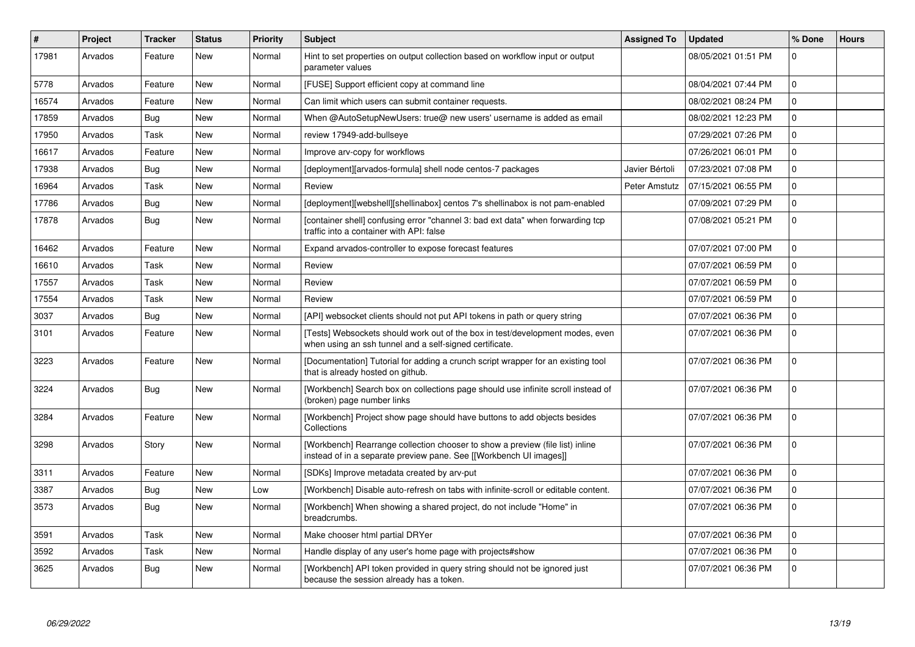| # | Project | Tracker | Status | Priority | Subject | Assigned To | Updated | % Done | Hours |
|---|---|---|---|---|---|---|---|---|---|
| 17981 | Arvados | Feature | New | Normal | Hint to set properties on output collection based on workflow input or output parameter values | | 08/05/2021 01:51 PM | 0 | |
| 5778 | Arvados | Feature | New | Normal | [FUSE] Support efficient copy at command line | | 08/04/2021 07:44 PM | 0 | |
| 16574 | Arvados | Feature | New | Normal | Can limit which users can submit container requests. | | 08/02/2021 08:24 PM | 0 | |
| 17859 | Arvados | Bug | New | Normal | When @AutoSetupNewUsers: true@ new users' username is added as email | | 08/02/2021 12:23 PM | 0 | |
| 17950 | Arvados | Task | New | Normal | review 17949-add-bullseye | | 07/29/2021 07:26 PM | 0 | |
| 16617 | Arvados | Feature | New | Normal | Improve arv-copy for workflows | | 07/26/2021 06:01 PM | 0 | |
| 17938 | Arvados | Bug | New | Normal | [deployment][arvados-formula] shell node centos-7 packages | Javier Bértoli | 07/23/2021 07:08 PM | 0 | |
| 16964 | Arvados | Task | New | Normal | Review | Peter Amstutz | 07/15/2021 06:55 PM | 0 | |
| 17786 | Arvados | Bug | New | Normal | [deployment][webshell][shellinabox] centos 7's shellinabox is not pam-enabled | | 07/09/2021 07:29 PM | 0 | |
| 17878 | Arvados | Bug | New | Normal | [container shell] confusing error "channel 3: bad ext data" when forwarding tcp traffic into a container with API: false | | 07/08/2021 05:21 PM | 0 | |
| 16462 | Arvados | Feature | New | Normal | Expand arvados-controller to expose forecast features | | 07/07/2021 07:00 PM | 0 | |
| 16610 | Arvados | Task | New | Normal | Review | | 07/07/2021 06:59 PM | 0 | |
| 17557 | Arvados | Task | New | Normal | Review | | 07/07/2021 06:59 PM | 0 | |
| 17554 | Arvados | Task | New | Normal | Review | | 07/07/2021 06:59 PM | 0 | |
| 3037 | Arvados | Bug | New | Normal | [API] websocket clients should not put API tokens in path or query string | | 07/07/2021 06:36 PM | 0 | |
| 3101 | Arvados | Feature | New | Normal | [Tests] Websockets should work out of the box in test/development modes, even when using an ssh tunnel and a self-signed certificate. | | 07/07/2021 06:36 PM | 0 | |
| 3223 | Arvados | Feature | New | Normal | [Documentation] Tutorial for adding a crunch script wrapper for an existing tool that is already hosted on github. | | 07/07/2021 06:36 PM | 0 | |
| 3224 | Arvados | Bug | New | Normal | [Workbench] Search box on collections page should use infinite scroll instead of (broken) page number links | | 07/07/2021 06:36 PM | 0 | |
| 3284 | Arvados | Feature | New | Normal | [Workbench] Project show page should have buttons to add objects besides Collections | | 07/07/2021 06:36 PM | 0 | |
| 3298 | Arvados | Story | New | Normal | [Workbench] Rearrange collection chooser to show a preview (file list) inline instead of in a separate preview pane. See [[Workbench UI images]] | | 07/07/2021 06:36 PM | 0 | |
| 3311 | Arvados | Feature | New | Normal | [SDKs] Improve metadata created by arv-put | | 07/07/2021 06:36 PM | 0 | |
| 3387 | Arvados | Bug | New | Low | [Workbench] Disable auto-refresh on tabs with infinite-scroll or editable content. | | 07/07/2021 06:36 PM | 0 | |
| 3573 | Arvados | Bug | New | Normal | [Workbench] When showing a shared project, do not include "Home" in breadcrumbs. | | 07/07/2021 06:36 PM | 0 | |
| 3591 | Arvados | Task | New | Normal | Make chooser html partial DRYer | | 07/07/2021 06:36 PM | 0 | |
| 3592 | Arvados | Task | New | Normal | Handle display of any user's home page with projects#show | | 07/07/2021 06:36 PM | 0 | |
| 3625 | Arvados | Bug | New | Normal | [Workbench] API token provided in query string should not be ignored just because the session already has a token. | | 07/07/2021 06:36 PM | 0 | |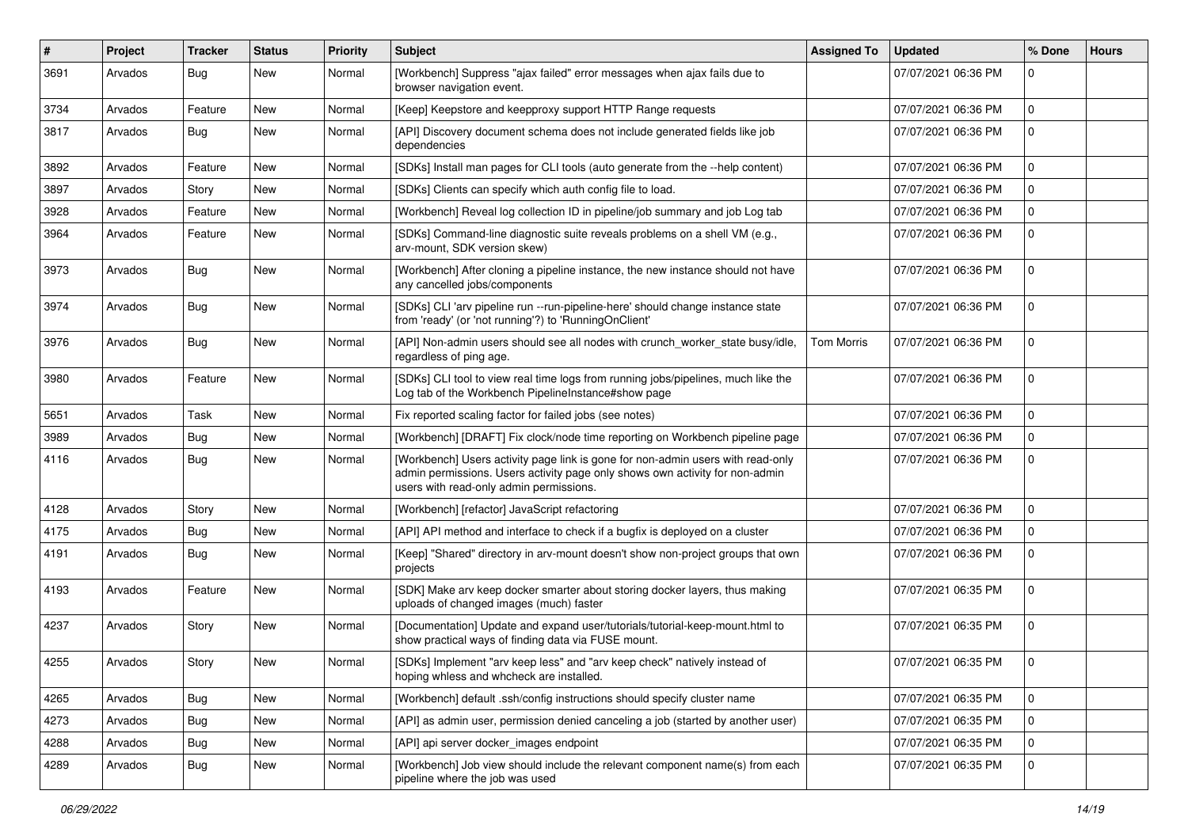| # | Project | Tracker | Status | Priority | Subject | Assigned To | Updated | % Done | Hours |
|---|---|---|---|---|---|---|---|---|---|
| 3691 | Arvados | Bug | New | Normal | [Workbench] Suppress "ajax failed" error messages when ajax fails due to browser navigation event. | | 07/07/2021 06:36 PM | 0 | |
| 3734 | Arvados | Feature | New | Normal | [Keep] Keepstore and keepproxy support HTTP Range requests | | 07/07/2021 06:36 PM | 0 | |
| 3817 | Arvados | Bug | New | Normal | [API] Discovery document schema does not include generated fields like job dependencies | | 07/07/2021 06:36 PM | 0 | |
| 3892 | Arvados | Feature | New | Normal | [SDKs] Install man pages for CLI tools (auto generate from the --help content) | | 07/07/2021 06:36 PM | 0 | |
| 3897 | Arvados | Story | New | Normal | [SDKs] Clients can specify which auth config file to load. | | 07/07/2021 06:36 PM | 0 | |
| 3928 | Arvados | Feature | New | Normal | [Workbench] Reveal log collection ID in pipeline/job summary and job Log tab | | 07/07/2021 06:36 PM | 0 | |
| 3964 | Arvados | Feature | New | Normal | [SDKs] Command-line diagnostic suite reveals problems on a shell VM (e.g., arv-mount, SDK version skew) | | 07/07/2021 06:36 PM | 0 | |
| 3973 | Arvados | Bug | New | Normal | [Workbench] After cloning a pipeline instance, the new instance should not have any cancelled jobs/components | | 07/07/2021 06:36 PM | 0 | |
| 3974 | Arvados | Bug | New | Normal | [SDKs] CLI 'arv pipeline run --run-pipeline-here' should change instance state from 'ready' (or 'not running'?) to 'RunningOnClient' | | 07/07/2021 06:36 PM | 0 | |
| 3976 | Arvados | Bug | New | Normal | [API] Non-admin users should see all nodes with crunch_worker_state busy/idle, regardless of ping age. | Tom Morris | 07/07/2021 06:36 PM | 0 | |
| 3980 | Arvados | Feature | New | Normal | [SDKs] CLI tool to view real time logs from running jobs/pipelines, much like the Log tab of the Workbench PipelineInstance#show page | | 07/07/2021 06:36 PM | 0 | |
| 5651 | Arvados | Task | New | Normal | Fix reported scaling factor for failed jobs (see notes) | | 07/07/2021 06:36 PM | 0 | |
| 3989 | Arvados | Bug | New | Normal | [Workbench] [DRAFT] Fix clock/node time reporting on Workbench pipeline page | | 07/07/2021 06:36 PM | 0 | |
| 4116 | Arvados | Bug | New | Normal | [Workbench] Users activity page link is gone for non-admin users with read-only admin permissions. Users activity page only shows own activity for non-admin users with read-only admin permissions. | | 07/07/2021 06:36 PM | 0 | |
| 4128 | Arvados | Story | New | Normal | [Workbench] [refactor] JavaScript refactoring | | 07/07/2021 06:36 PM | 0 | |
| 4175 | Arvados | Bug | New | Normal | [API] API method and interface to check if a bugfix is deployed on a cluster | | 07/07/2021 06:36 PM | 0 | |
| 4191 | Arvados | Bug | New | Normal | [Keep] "Shared" directory in arv-mount doesn't show non-project groups that own projects | | 07/07/2021 06:36 PM | 0 | |
| 4193 | Arvados | Feature | New | Normal | [SDK] Make arv keep docker smarter about storing docker layers, thus making uploads of changed images (much) faster | | 07/07/2021 06:35 PM | 0 | |
| 4237 | Arvados | Story | New | Normal | [Documentation] Update and expand user/tutorials/tutorial-keep-mount.html to show practical ways of finding data via FUSE mount. | | 07/07/2021 06:35 PM | 0 | |
| 4255 | Arvados | Story | New | Normal | [SDKs] Implement "arv keep less" and "arv keep check" natively instead of hoping whless and whcheck are installed. | | 07/07/2021 06:35 PM | 0 | |
| 4265 | Arvados | Bug | New | Normal | [Workbench] default .ssh/config instructions should specify cluster name | | 07/07/2021 06:35 PM | 0 | |
| 4273 | Arvados | Bug | New | Normal | [API] as admin user, permission denied canceling a job (started by another user) | | 07/07/2021 06:35 PM | 0 | |
| 4288 | Arvados | Bug | New | Normal | [API] api server docker_images endpoint | | 07/07/2021 06:35 PM | 0 | |
| 4289 | Arvados | Bug | New | Normal | [Workbench] Job view should include the relevant component name(s) from each pipeline where the job was used | | 07/07/2021 06:35 PM | 0 | |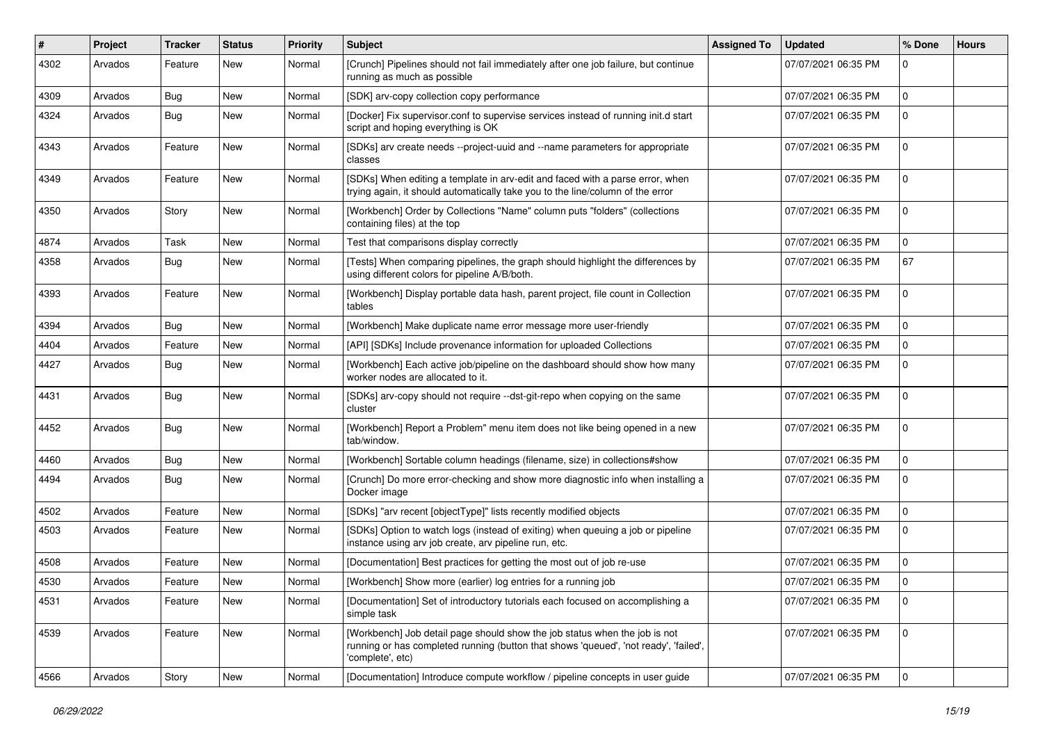| # | Project | Tracker | Status | Priority | Subject | Assigned To | Updated | % Done | Hours |
|---|---|---|---|---|---|---|---|---|---|
| 4302 | Arvados | Feature | New | Normal | [Crunch] Pipelines should not fail immediately after one job failure, but continue running as much as possible | | 07/07/2021 06:35 PM | 0 | |
| 4309 | Arvados | Bug | New | Normal | [SDK] arv-copy collection copy performance | | 07/07/2021 06:35 PM | 0 | |
| 4324 | Arvados | Bug | New | Normal | [Docker] Fix supervisor.conf to supervise services instead of running init.d start script and hoping everything is OK | | 07/07/2021 06:35 PM | 0 | |
| 4343 | Arvados | Feature | New | Normal | [SDKs] arv create needs --project-uuid and --name parameters for appropriate classes | | 07/07/2021 06:35 PM | 0 | |
| 4349 | Arvados | Feature | New | Normal | [SDKs] When editing a template in arv-edit and faced with a parse error, when trying again, it should automatically take you to the line/column of the error | | 07/07/2021 06:35 PM | 0 | |
| 4350 | Arvados | Story | New | Normal | [Workbench] Order by Collections "Name" column puts "folders" (collections containing files) at the top | | 07/07/2021 06:35 PM | 0 | |
| 4874 | Arvados | Task | New | Normal | Test that comparisons display correctly | | 07/07/2021 06:35 PM | 0 | |
| 4358 | Arvados | Bug | New | Normal | [Tests] When comparing pipelines, the graph should highlight the differences by using different colors for pipeline A/B/both. | | 07/07/2021 06:35 PM | 67 | |
| 4393 | Arvados | Feature | New | Normal | [Workbench] Display portable data hash, parent project, file count in Collection tables | | 07/07/2021 06:35 PM | 0 | |
| 4394 | Arvados | Bug | New | Normal | [Workbench] Make duplicate name error message more user-friendly | | 07/07/2021 06:35 PM | 0 | |
| 4404 | Arvados | Feature | New | Normal | [API] [SDKs] Include provenance information for uploaded Collections | | 07/07/2021 06:35 PM | 0 | |
| 4427 | Arvados | Bug | New | Normal | [Workbench] Each active job/pipeline on the dashboard should show how many worker nodes are allocated to it. | | 07/07/2021 06:35 PM | 0 | |
| 4431 | Arvados | Bug | New | Normal | [SDKs] arv-copy should not require --dst-git-repo when copying on the same cluster | | 07/07/2021 06:35 PM | 0 | |
| 4452 | Arvados | Bug | New | Normal | [Workbench] Report a Problem" menu item does not like being opened in a new tab/window. | | 07/07/2021 06:35 PM | 0 | |
| 4460 | Arvados | Bug | New | Normal | [Workbench] Sortable column headings (filename, size) in collections#show | | 07/07/2021 06:35 PM | 0 | |
| 4494 | Arvados | Bug | New | Normal | [Crunch] Do more error-checking and show more diagnostic info when installing a Docker image | | 07/07/2021 06:35 PM | 0 | |
| 4502 | Arvados | Feature | New | Normal | [SDKs] "arv recent [objectType]" lists recently modified objects | | 07/07/2021 06:35 PM | 0 | |
| 4503 | Arvados | Feature | New | Normal | [SDKs] Option to watch logs (instead of exiting) when queuing a job or pipeline instance using arv job create, arv pipeline run, etc. | | 07/07/2021 06:35 PM | 0 | |
| 4508 | Arvados | Feature | New | Normal | [Documentation] Best practices for getting the most out of job re-use | | 07/07/2021 06:35 PM | 0 | |
| 4530 | Arvados | Feature | New | Normal | [Workbench] Show more (earlier) log entries for a running job | | 07/07/2021 06:35 PM | 0 | |
| 4531 | Arvados | Feature | New | Normal | [Documentation] Set of introductory tutorials each focused on accomplishing a simple task | | 07/07/2021 06:35 PM | 0 | |
| 4539 | Arvados | Feature | New | Normal | [Workbench] Job detail page should show the job status when the job is not running or has completed running (button that shows 'queued', 'not ready', 'failed', 'complete', etc) | | 07/07/2021 06:35 PM | 0 | |
| 4566 | Arvados | Story | New | Normal | [Documentation] Introduce compute workflow / pipeline concepts in user guide | | 07/07/2021 06:35 PM | 0 | |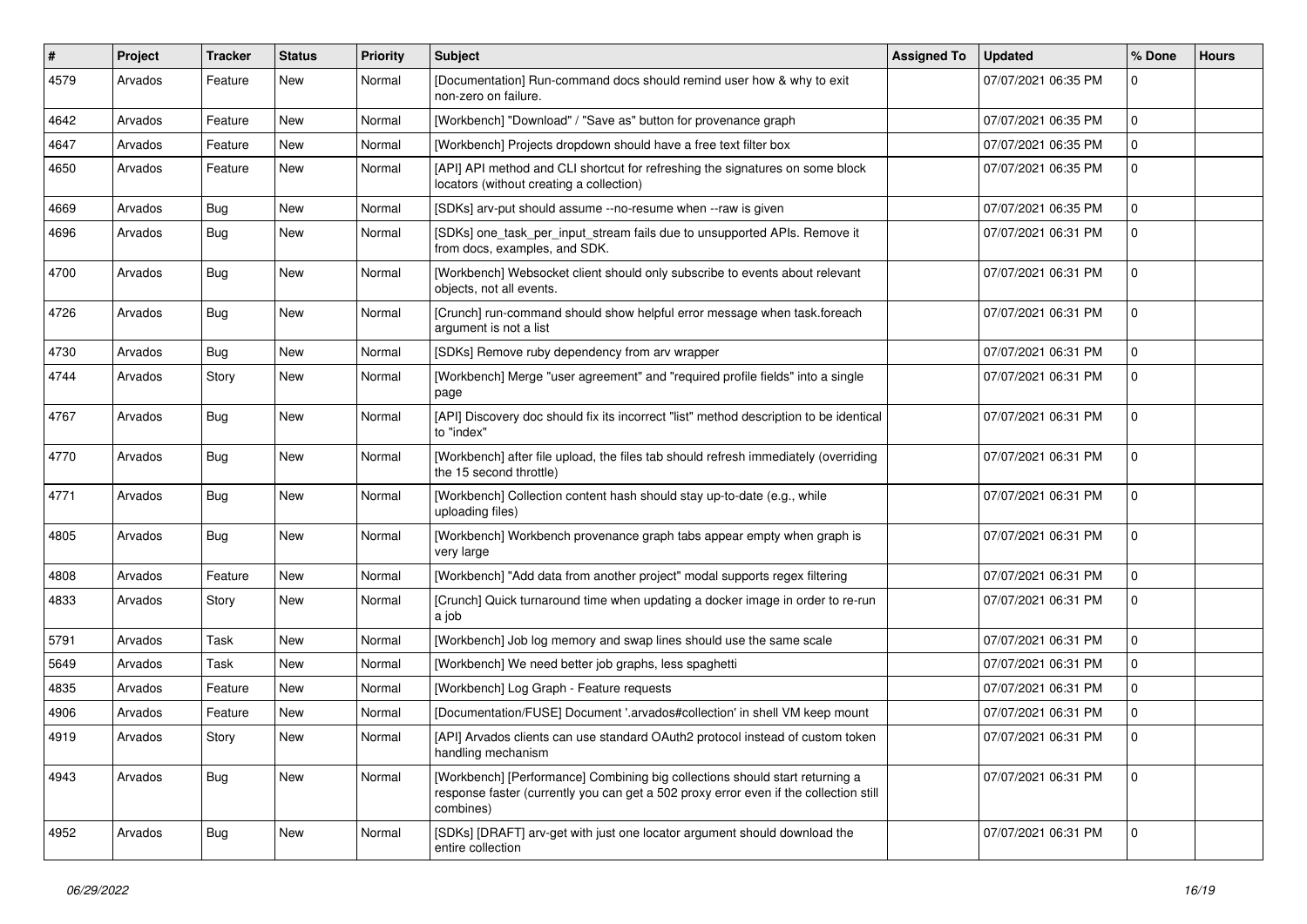| # | Project | Tracker | Status | Priority | Subject | Assigned To | Updated | % Done | Hours |
|---|---|---|---|---|---|---|---|---|---|
| 4579 | Arvados | Feature | New | Normal | [Documentation] Run-command docs should remind user how & why to exit non-zero on failure. | | 07/07/2021 06:35 PM | 0 | |
| 4642 | Arvados | Feature | New | Normal | [Workbench] "Download" / "Save as" button for provenance graph | | 07/07/2021 06:35 PM | 0 | |
| 4647 | Arvados | Feature | New | Normal | [Workbench] Projects dropdown should have a free text filter box | | 07/07/2021 06:35 PM | 0 | |
| 4650 | Arvados | Feature | New | Normal | [API] API method and CLI shortcut for refreshing the signatures on some block locators (without creating a collection) | | 07/07/2021 06:35 PM | 0 | |
| 4669 | Arvados | Bug | New | Normal | [SDKs] arv-put should assume --no-resume when --raw is given | | 07/07/2021 06:35 PM | 0 | |
| 4696 | Arvados | Bug | New | Normal | [SDKs] one_task_per_input_stream fails due to unsupported APIs. Remove it from docs, examples, and SDK. | | 07/07/2021 06:31 PM | 0 | |
| 4700 | Arvados | Bug | New | Normal | [Workbench] Websocket client should only subscribe to events about relevant objects, not all events. | | 07/07/2021 06:31 PM | 0 | |
| 4726 | Arvados | Bug | New | Normal | [Crunch] run-command should show helpful error message when task.foreach argument is not a list | | 07/07/2021 06:31 PM | 0 | |
| 4730 | Arvados | Bug | New | Normal | [SDKs] Remove ruby dependency from arv wrapper | | 07/07/2021 06:31 PM | 0 | |
| 4744 | Arvados | Story | New | Normal | [Workbench] Merge "user agreement" and "required profile fields" into a single page | | 07/07/2021 06:31 PM | 0 | |
| 4767 | Arvados | Bug | New | Normal | [API] Discovery doc should fix its incorrect "list" method description to be identical to "index" | | 07/07/2021 06:31 PM | 0 | |
| 4770 | Arvados | Bug | New | Normal | [Workbench] after file upload, the files tab should refresh immediately (overriding the 15 second throttle) | | 07/07/2021 06:31 PM | 0 | |
| 4771 | Arvados | Bug | New | Normal | [Workbench] Collection content hash should stay up-to-date (e.g., while uploading files) | | 07/07/2021 06:31 PM | 0 | |
| 4805 | Arvados | Bug | New | Normal | [Workbench] Workbench provenance graph tabs appear empty when graph is very large | | 07/07/2021 06:31 PM | 0 | |
| 4808 | Arvados | Feature | New | Normal | [Workbench] "Add data from another project" modal supports regex filtering | | 07/07/2021 06:31 PM | 0 | |
| 4833 | Arvados | Story | New | Normal | [Crunch] Quick turnaround time when updating a docker image in order to re-run a job | | 07/07/2021 06:31 PM | 0 | |
| 5791 | Arvados | Task | New | Normal | [Workbench] Job log memory and swap lines should use the same scale | | 07/07/2021 06:31 PM | 0 | |
| 5649 | Arvados | Task | New | Normal | [Workbench] We need better job graphs, less spaghetti | | 07/07/2021 06:31 PM | 0 | |
| 4835 | Arvados | Feature | New | Normal | [Workbench] Log Graph - Feature requests | | 07/07/2021 06:31 PM | 0 | |
| 4906 | Arvados | Feature | New | Normal | [Documentation/FUSE] Document '.arvados#collection' in shell VM keep mount | | 07/07/2021 06:31 PM | 0 | |
| 4919 | Arvados | Story | New | Normal | [API] Arvados clients can use standard OAuth2 protocol instead of custom token handling mechanism | | 07/07/2021 06:31 PM | 0 | |
| 4943 | Arvados | Bug | New | Normal | [Workbench] [Performance] Combining big collections should start returning a response faster (currently you can get a 502 proxy error even if the collection still combines) | | 07/07/2021 06:31 PM | 0 | |
| 4952 | Arvados | Bug | New | Normal | [SDKs] [DRAFT] arv-get with just one locator argument should download the entire collection | | 07/07/2021 06:31 PM | 0 | |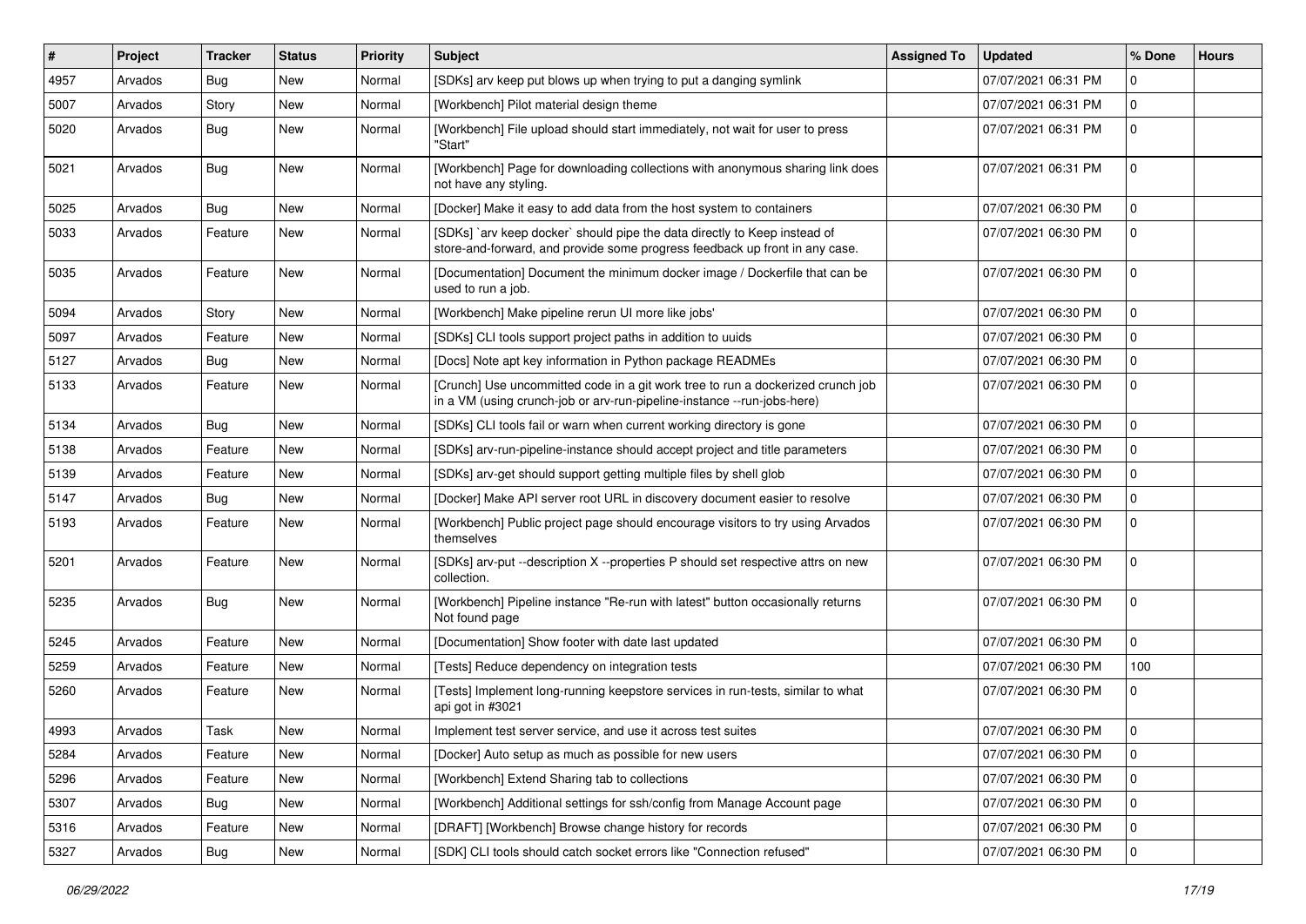| # | Project | Tracker | Status | Priority | Subject | Assigned To | Updated | % Done | Hours |
|---|---|---|---|---|---|---|---|---|---|
| 4957 | Arvados | Bug | New | Normal | [SDKs] arv keep put blows up when trying to put a danging symlink | | 07/07/2021 06:31 PM | 0 | |
| 5007 | Arvados | Story | New | Normal | [Workbench] Pilot material design theme | | 07/07/2021 06:31 PM | 0 | |
| 5020 | Arvados | Bug | New | Normal | [Workbench] File upload should start immediately, not wait for user to press "Start" | | 07/07/2021 06:31 PM | 0 | |
| 5021 | Arvados | Bug | New | Normal | [Workbench] Page for downloading collections with anonymous sharing link does not have any styling. | | 07/07/2021 06:31 PM | 0 | |
| 5025 | Arvados | Bug | New | Normal | [Docker] Make it easy to add data from the host system to containers | | 07/07/2021 06:30 PM | 0 | |
| 5033 | Arvados | Feature | New | Normal | [SDKs] `arv keep docker` should pipe the data directly to Keep instead of store-and-forward, and provide some progress feedback up front in any case. | | 07/07/2021 06:30 PM | 0 | |
| 5035 | Arvados | Feature | New | Normal | [Documentation] Document the minimum docker image / Dockerfile that can be used to run a job. | | 07/07/2021 06:30 PM | 0 | |
| 5094 | Arvados | Story | New | Normal | [Workbench] Make pipeline rerun UI more like jobs' | | 07/07/2021 06:30 PM | 0 | |
| 5097 | Arvados | Feature | New | Normal | [SDKs] CLI tools support project paths in addition to uuids | | 07/07/2021 06:30 PM | 0 | |
| 5127 | Arvados | Bug | New | Normal | [Docs] Note apt key information in Python package READMEs | | 07/07/2021 06:30 PM | 0 | |
| 5133 | Arvados | Feature | New | Normal | [Crunch] Use uncommitted code in a git work tree to run a dockerized crunch job in a VM (using crunch-job or arv-run-pipeline-instance --run-jobs-here) | | 07/07/2021 06:30 PM | 0 | |
| 5134 | Arvados | Bug | New | Normal | [SDKs] CLI tools fail or warn when current working directory is gone | | 07/07/2021 06:30 PM | 0 | |
| 5138 | Arvados | Feature | New | Normal | [SDKs] arv-run-pipeline-instance should accept project and title parameters | | 07/07/2021 06:30 PM | 0 | |
| 5139 | Arvados | Feature | New | Normal | [SDKs] arv-get should support getting multiple files by shell glob | | 07/07/2021 06:30 PM | 0 | |
| 5147 | Arvados | Bug | New | Normal | [Docker] Make API server root URL in discovery document easier to resolve | | 07/07/2021 06:30 PM | 0 | |
| 5193 | Arvados | Feature | New | Normal | [Workbench] Public project page should encourage visitors to try using Arvados themselves | | 07/07/2021 06:30 PM | 0 | |
| 5201 | Arvados | Feature | New | Normal | [SDKs] arv-put --description X --properties P should set respective attrs on new collection. | | 07/07/2021 06:30 PM | 0 | |
| 5235 | Arvados | Bug | New | Normal | [Workbench] Pipeline instance "Re-run with latest" button occasionally returns Not found page | | 07/07/2021 06:30 PM | 0 | |
| 5245 | Arvados | Feature | New | Normal | [Documentation] Show footer with date last updated | | 07/07/2021 06:30 PM | 0 | |
| 5259 | Arvados | Feature | New | Normal | [Tests] Reduce dependency on integration tests | | 07/07/2021 06:30 PM | 100 | |
| 5260 | Arvados | Feature | New | Normal | [Tests] Implement long-running keepstore services in run-tests, similar to what api got in #3021 | | 07/07/2021 06:30 PM | 0 | |
| 4993 | Arvados | Task | New | Normal | Implement test server service, and use it across test suites | | 07/07/2021 06:30 PM | 0 | |
| 5284 | Arvados | Feature | New | Normal | [Docker] Auto setup as much as possible for new users | | 07/07/2021 06:30 PM | 0 | |
| 5296 | Arvados | Feature | New | Normal | [Workbench] Extend Sharing tab to collections | | 07/07/2021 06:30 PM | 0 | |
| 5307 | Arvados | Bug | New | Normal | [Workbench] Additional settings for ssh/config from Manage Account page | | 07/07/2021 06:30 PM | 0 | |
| 5316 | Arvados | Feature | New | Normal | [DRAFT] [Workbench] Browse change history for records | | 07/07/2021 06:30 PM | 0 | |
| 5327 | Arvados | Bug | New | Normal | [SDK] CLI tools should catch socket errors like "Connection refused" | | 07/07/2021 06:30 PM | 0 | |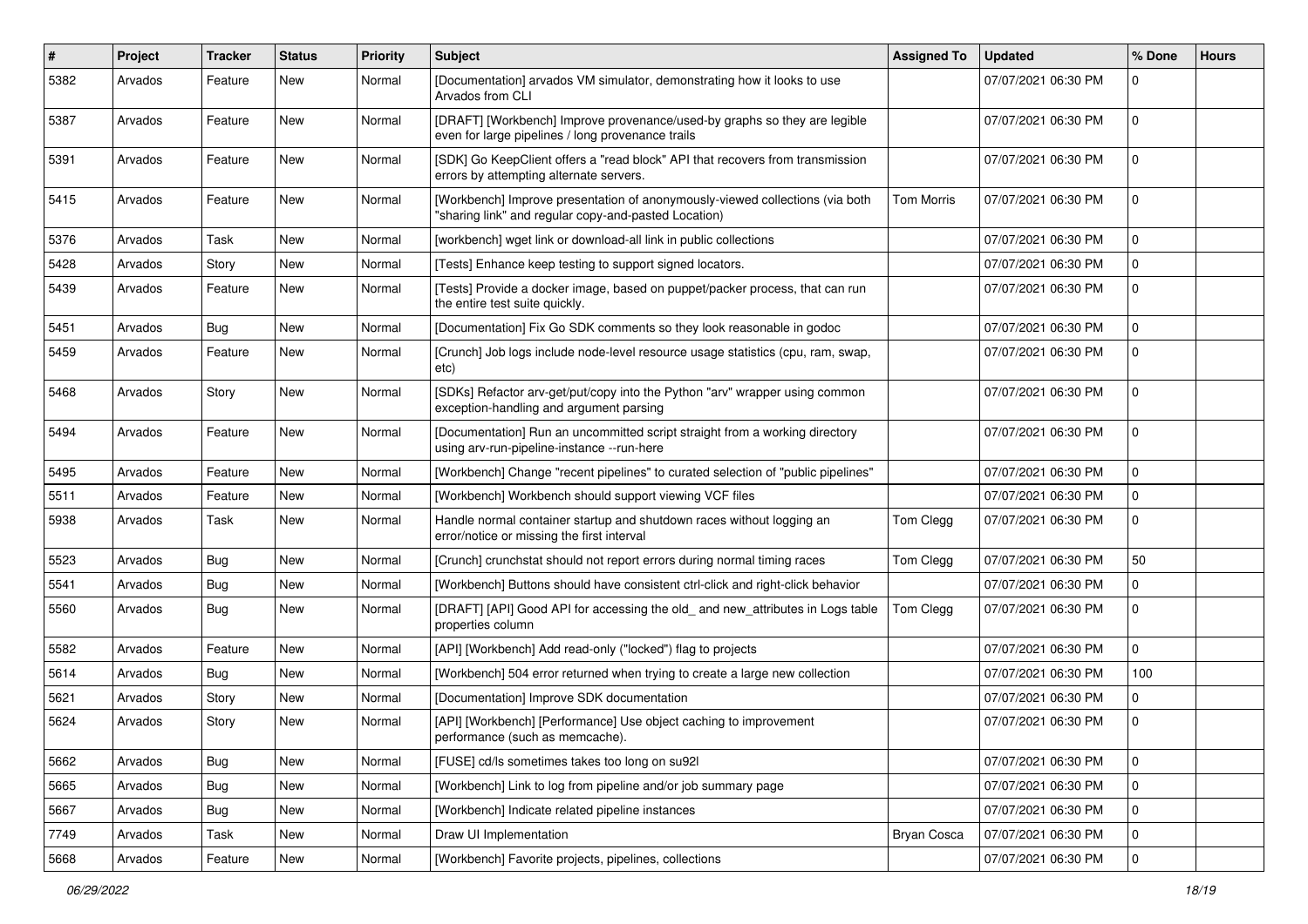| # | Project | Tracker | Status | Priority | Subject | Assigned To | Updated | % Done | Hours |
|---|---|---|---|---|---|---|---|---|---|
| 5382 | Arvados | Feature | New | Normal | [Documentation] arvados VM simulator, demonstrating how it looks to use Arvados from CLI | | 07/07/2021 06:30 PM | 0 | |
| 5387 | Arvados | Feature | New | Normal | [DRAFT] [Workbench] Improve provenance/used-by graphs so they are legible even for large pipelines / long provenance trails | | 07/07/2021 06:30 PM | 0 | |
| 5391 | Arvados | Feature | New | Normal | [SDK] Go KeepClient offers a "read block" API that recovers from transmission errors by attempting alternate servers. | | 07/07/2021 06:30 PM | 0 | |
| 5415 | Arvados | Feature | New | Normal | [Workbench] Improve presentation of anonymously-viewed collections (via both "sharing link" and regular copy-and-pasted Location) | Tom Morris | 07/07/2021 06:30 PM | 0 | |
| 5376 | Arvados | Task | New | Normal | [workbench] wget link or download-all link in public collections | | 07/07/2021 06:30 PM | 0 | |
| 5428 | Arvados | Story | New | Normal | [Tests] Enhance keep testing to support signed locators. | | 07/07/2021 06:30 PM | 0 | |
| 5439 | Arvados | Feature | New | Normal | [Tests] Provide a docker image, based on puppet/packer process, that can run the entire test suite quickly. | | 07/07/2021 06:30 PM | 0 | |
| 5451 | Arvados | Bug | New | Normal | [Documentation] Fix Go SDK comments so they look reasonable in godoc | | 07/07/2021 06:30 PM | 0 | |
| 5459 | Arvados | Feature | New | Normal | [Crunch] Job logs include node-level resource usage statistics (cpu, ram, swap, etc) | | 07/07/2021 06:30 PM | 0 | |
| 5468 | Arvados | Story | New | Normal | [SDKs] Refactor arv-get/put/copy into the Python "arv" wrapper using common exception-handling and argument parsing | | 07/07/2021 06:30 PM | 0 | |
| 5494 | Arvados | Feature | New | Normal | [Documentation] Run an uncommitted script straight from a working directory using arv-run-pipeline-instance --run-here | | 07/07/2021 06:30 PM | 0 | |
| 5495 | Arvados | Feature | New | Normal | [Workbench] Change "recent pipelines" to curated selection of "public pipelines" | | 07/07/2021 06:30 PM | 0 | |
| 5511 | Arvados | Feature | New | Normal | [Workbench] Workbench should support viewing VCF files | | 07/07/2021 06:30 PM | 0 | |
| 5938 | Arvados | Task | New | Normal | Handle normal container startup and shutdown races without logging an error/notice or missing the first interval | Tom Clegg | 07/07/2021 06:30 PM | 0 | |
| 5523 | Arvados | Bug | New | Normal | [Crunch] crunchstat should not report errors during normal timing races | Tom Clegg | 07/07/2021 06:30 PM | 50 | |
| 5541 | Arvados | Bug | New | Normal | [Workbench] Buttons should have consistent ctrl-click and right-click behavior | | 07/07/2021 06:30 PM | 0 | |
| 5560 | Arvados | Bug | New | Normal | [DRAFT] [API] Good API for accessing the old_ and new_attributes in Logs table properties column | Tom Clegg | 07/07/2021 06:30 PM | 0 | |
| 5582 | Arvados | Feature | New | Normal | [API] [Workbench] Add read-only ("locked") flag to projects | | 07/07/2021 06:30 PM | 0 | |
| 5614 | Arvados | Bug | New | Normal | [Workbench] 504 error returned when trying to create a large new collection | | 07/07/2021 06:30 PM | 100 | |
| 5621 | Arvados | Story | New | Normal | [Documentation] Improve SDK documentation | | 07/07/2021 06:30 PM | 0 | |
| 5624 | Arvados | Story | New | Normal | [API] [Workbench] [Performance] Use object caching to improvement performance (such as memcache). | | 07/07/2021 06:30 PM | 0 | |
| 5662 | Arvados | Bug | New | Normal | [FUSE] cd/ls sometimes takes too long on su92l | | 07/07/2021 06:30 PM | 0 | |
| 5665 | Arvados | Bug | New | Normal | [Workbench] Link to log from pipeline and/or job summary page | | 07/07/2021 06:30 PM | 0 | |
| 5667 | Arvados | Bug | New | Normal | [Workbench] Indicate related pipeline instances | | 07/07/2021 06:30 PM | 0 | |
| 7749 | Arvados | Task | New | Normal | Draw UI Implementation | Bryan Cosca | 07/07/2021 06:30 PM | 0 | |
| 5668 | Arvados | Feature | New | Normal | [Workbench] Favorite projects, pipelines, collections | | 07/07/2021 06:30 PM | 0 | |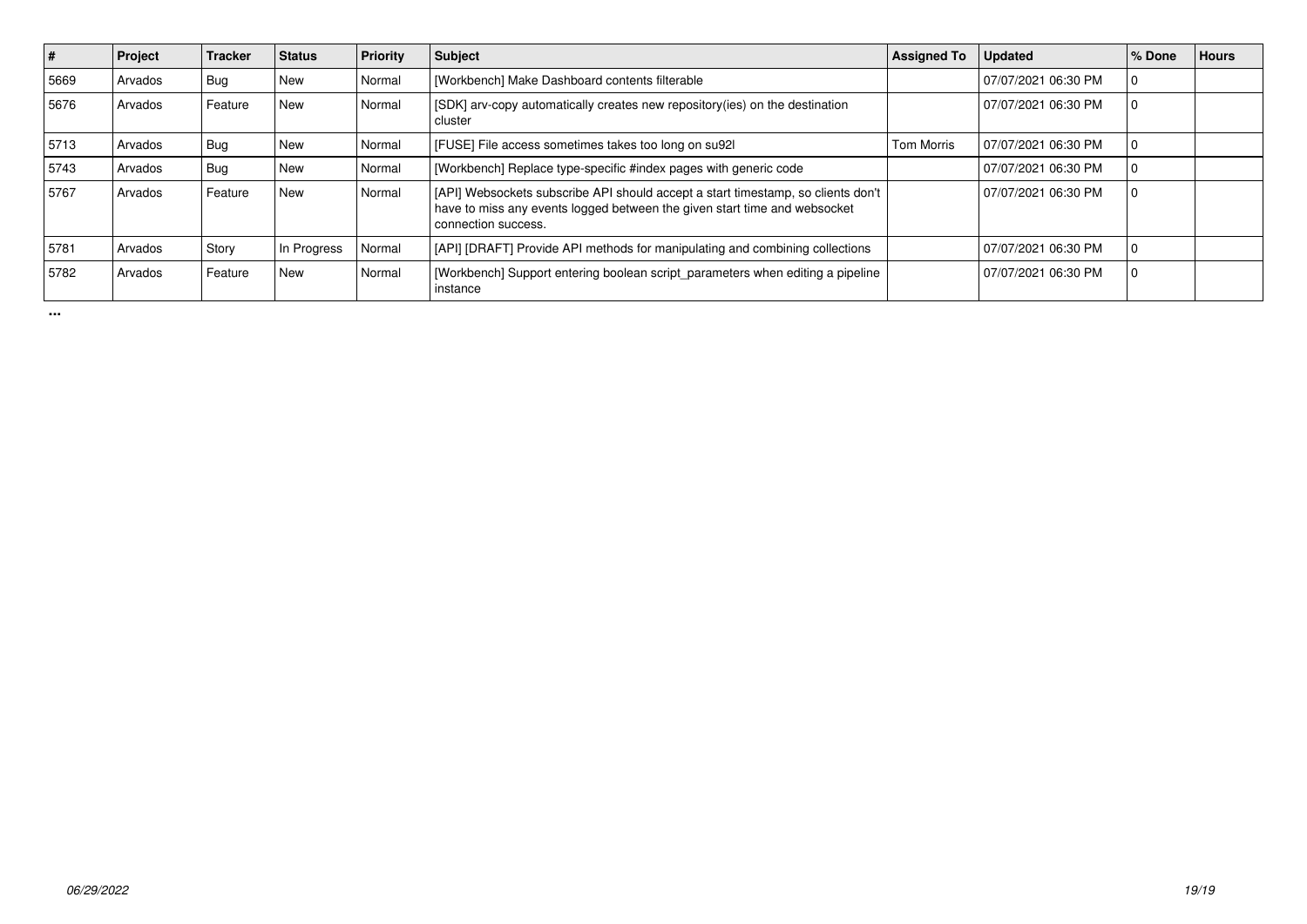| # | Project | Tracker | Status | Priority | Subject | Assigned To | Updated | % Done | Hours |
|---|---|---|---|---|---|---|---|---|---|
| 5669 | Arvados | Bug | New | Normal | [Workbench] Make Dashboard contents filterable | | 07/07/2021 06:30 PM | 0 | |
| 5676 | Arvados | Feature | New | Normal | [SDK] arv-copy automatically creates new repository(ies) on the destination cluster | | 07/07/2021 06:30 PM | 0 | |
| 5713 | Arvados | Bug | New | Normal | [FUSE] File access sometimes takes too long on su92l | Tom Morris | 07/07/2021 06:30 PM | 0 | |
| 5743 | Arvados | Bug | New | Normal | [Workbench] Replace type-specific #index pages with generic code | | 07/07/2021 06:30 PM | 0 | |
| 5767 | Arvados | Feature | New | Normal | [API] Websockets subscribe API should accept a start timestamp, so clients don't have to miss any events logged between the given start time and websocket connection success. | | 07/07/2021 06:30 PM | 0 | |
| 5781 | Arvados | Story | In Progress | Normal | [API] [DRAFT] Provide API methods for manipulating and combining collections | | 07/07/2021 06:30 PM | 0 | |
| 5782 | Arvados | Feature | New | Normal | [Workbench] Support entering boolean script_parameters when editing a pipeline instance | | 07/07/2021 06:30 PM | 0 | |

...